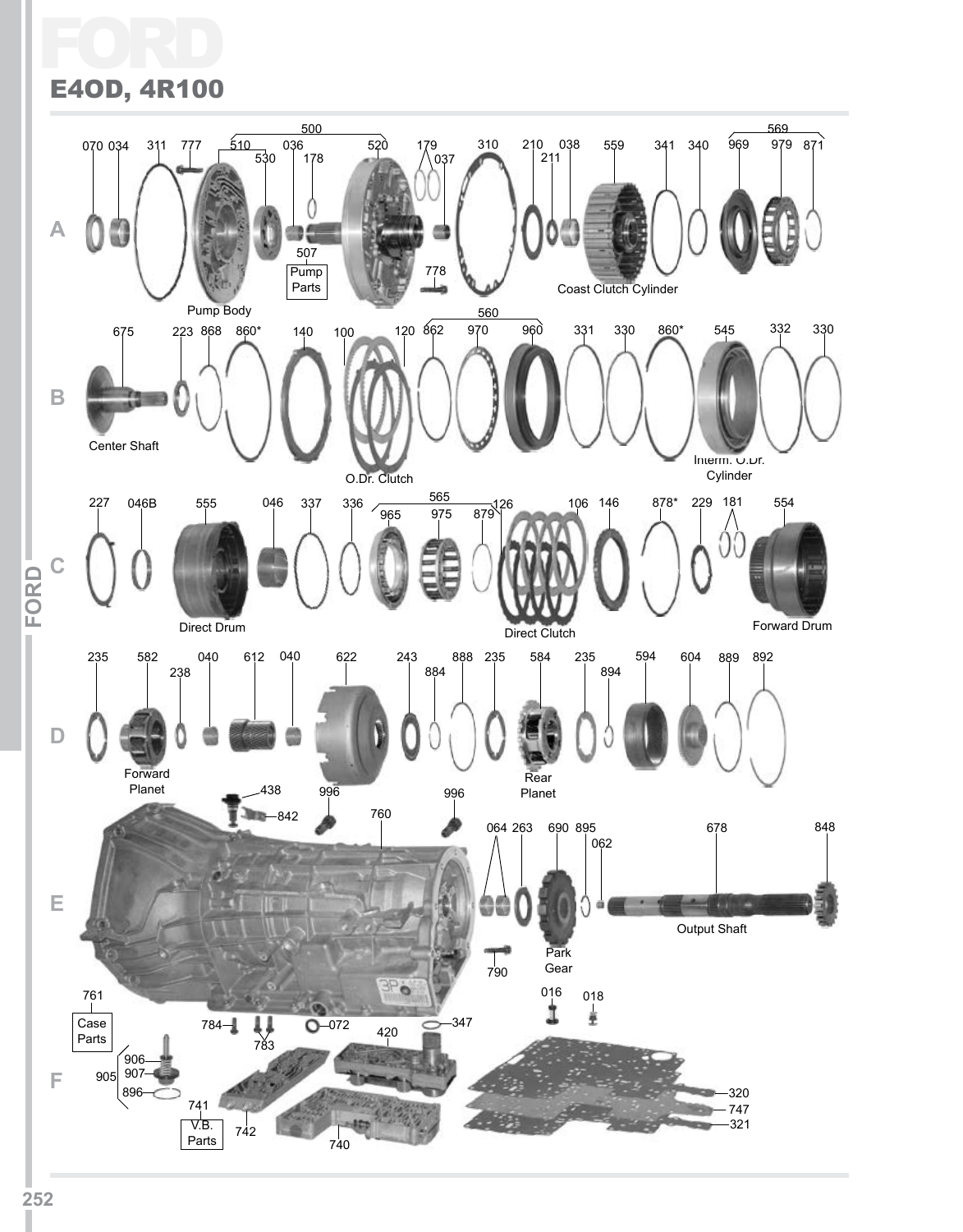# FORD

## E4OD, 4R100

**A**

070 034 311 777 500 510 530 036 178 520 179 037 310 210 211 038 559 341 340 569 969 979 871

507 Pump Parts

778

Pump Body

Coast Clutch Cylinder

**B**

675 223 868 860* 140 100 120 560 862 970 960 331 330 860* 545 332 330

Center Shaft

O.Dr. Clutch

Interm. O.Dr. Cylinder

**C**

227 046B 555 046 337 336 565 965 975 879 126 106 146 878* 229 181 554

Direct Drum

Direct Clutch

Forward Drum

**D**

235 582 238 040 612 040 622 243 884 888 235 584 235 894 594 604 889 892

Forward Planet

Rear Planet

**E**

438 842 996 760 996 064 263 690 895 062 678 848

Park Gear

790

Output Shaft

**F**

761 Case Parts

784 783 072 420 347 016 018

905 906 907 896

741 V.B. Parts

742 740

320 747 321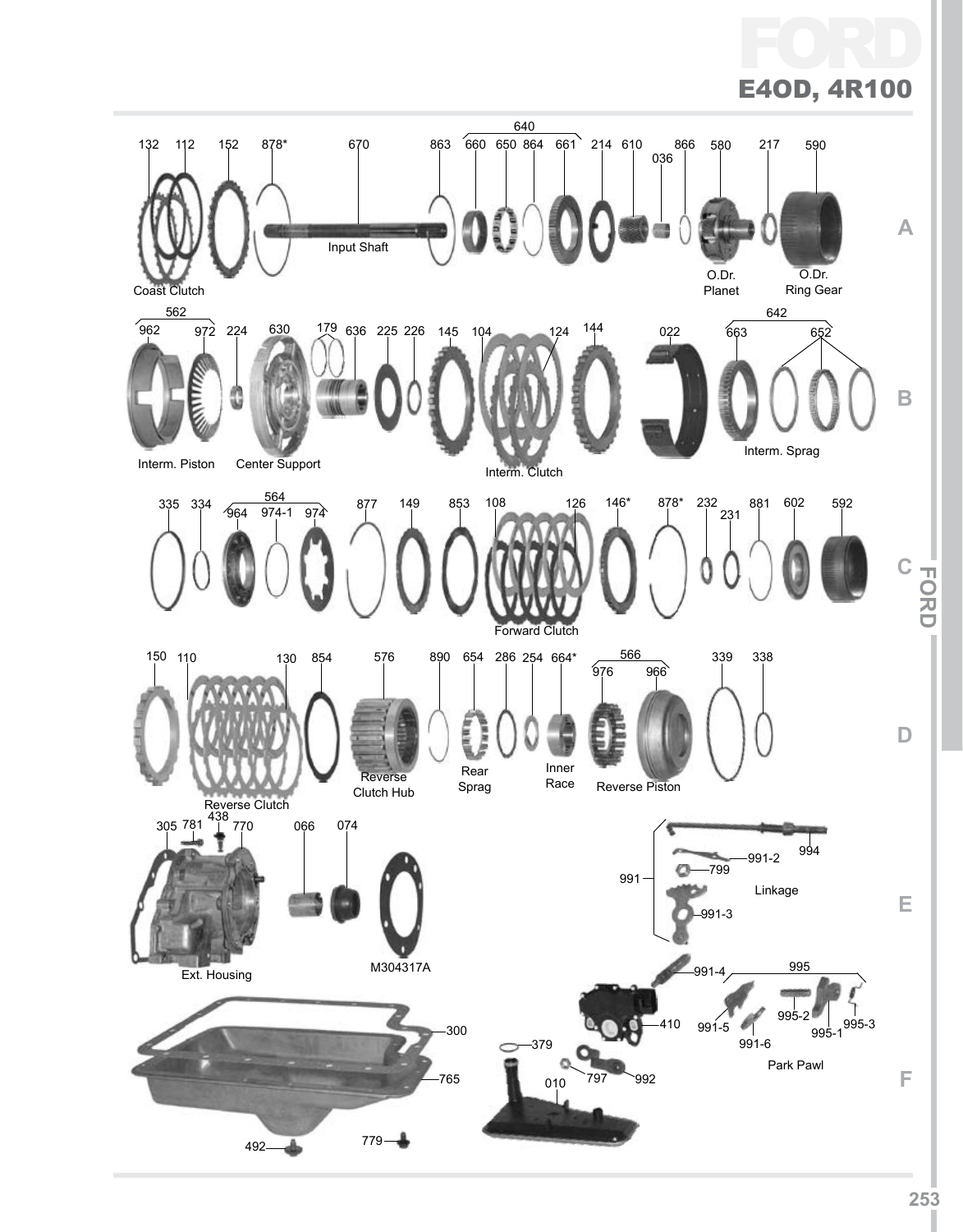# FORD

## E4OD, 4R100

132 112 152 878* 670 863 640 660 650 864 661 214 610 036 866 580 217 590

Coast Clutch — Input Shaft — O.Dr. Planet — O.Dr. Ring Gear

562 962 972 224 630 179 636 225 226 145 104 124 144 022 642 663 652

Interm. Piston — Center Support — Interm. Clutch — Interm. Sprag

335 334 564 964 974-1 974 877 149 853 108 126 146* 878* 232 231 881 602 592

Forward Clutch

150 110 130 854 576 890 654 286 254 664* 566 976 966 339 338

Reverse Clutch — Reverse Clutch Hub — Rear Sprag — Inner Race — Reverse Piston

305 781 438 770 066 074 M304317A

Ext. Housing

991 994 991-2 799 991-3 991-4 995 410 991-5 995-2 995-1 995-3 991-6

Linkage — Park Pawl

300 765 492 779 379 010 797 992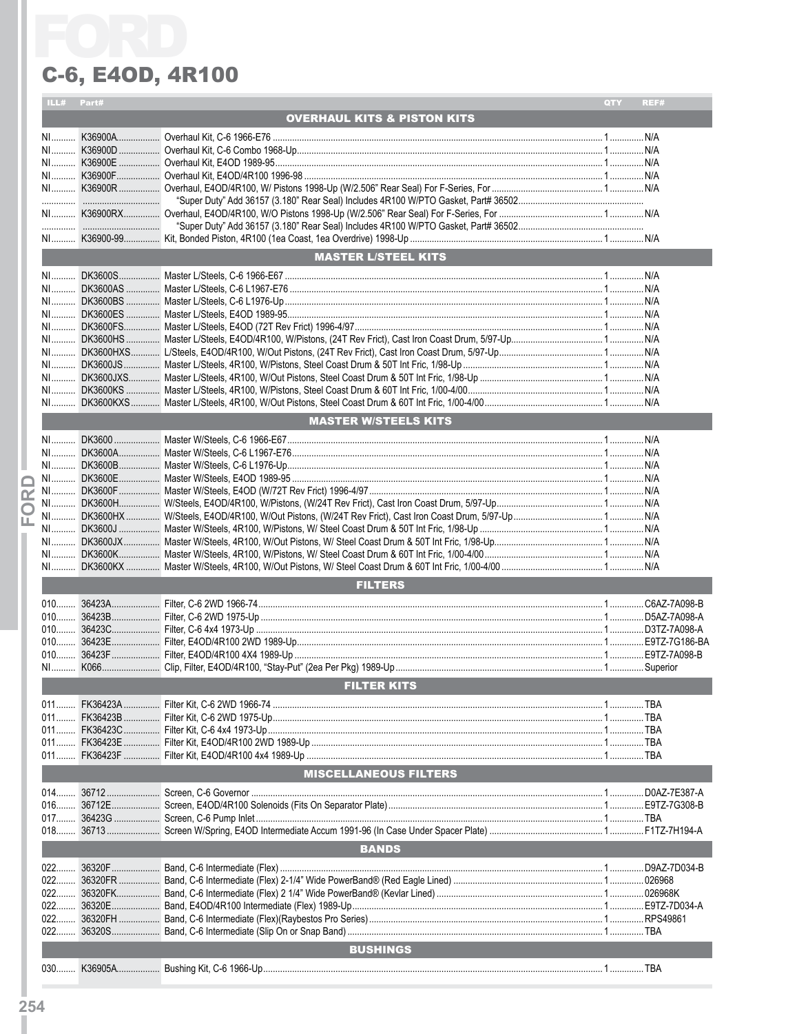# FORD

## C-6, E4OD, 4R100

| ILL# | Part# | Description | QTY | REF# |
|---|---|---|---|---|
| | | **OVERHAUL KITS & PISTON KITS** | | |
| NI | K36900A | Overhaul Kit, C-6 1966-E76 | 1 | N/A |
| NI | K36900D | Overhaul Kit, C-6 Combo 1968-Up | 1 | N/A |
| NI | K36900E | Overhaul Kit, E4OD 1989-95 | 1 | N/A |
| NI | K36900F | Overhaul Kit, E4OD/4R100 1996-98 | 1 | N/A |
| NI | K36900R | Overhaul, E4OD/4R100, W/ Pistons 1998-Up (W/2.506" Rear Seal) For F-Series, For | 1 | N/A |
| | | "Super Duty" Add 36157 (3.180" Rear Seal) Includes 4R100 W/PTO Gasket, Part# 36502 | | |
| NI | K36900RX | Overhaul, E4OD/4R100, W/O Pistons 1998-Up (W/2.506" Rear Seal) For F-Series, For | 1 | N/A |
| | | "Super Duty" Add 36157 (3.180" Rear Seal) Includes 4R100 W/PTO Gasket, Part# 36502 | | |
| NI | K36900-99 | Kit, Bonded Piston, 4R100 (1ea Coast, 1ea Overdrive) 1998-Up | 1 | N/A |
| | | **MASTER L/STEEL KITS** | | |
| NI | DK3600S | Master L/Steels, C-6 1966-E67 | 1 | N/A |
| NI | DK3600AS | Master L/Steels, C-6 L1967-E76 | 1 | N/A |
| NI | DK3600BS | Master L/Steels, C-6 L1976-Up | 1 | N/A |
| NI | DK3600ES | Master L/Steels, E4OD 1989-95 | 1 | N/A |
| NI | DK3600FS | Master L/Steels, E4OD (72T Rev Frict) 1996-4/97 | 1 | N/A |
| NI | DK3600HS | Master L/Steels, E4OD/4R100, W/Pistons, (24T Rev Frict), Cast Iron Coast Drum, 5/97-Up | 1 | N/A |
| NI | DK3600HXS | L/Steels, E4OD/4R100, W/Out Pistons, (24T Rev Frict), Cast Iron Coast Drum, 5/97-Up | 1 | N/A |
| NI | DK3600JS | Master L/Steels, 4R100, W/Pistons, Steel Coast Drum & 50T Int Fric, 1/98-Up | 1 | N/A |
| NI | DK3600JXS | Master L/Steels, 4R100, W/Out Pistons, Steel Coast Drum & 50T Int Fric, 1/98-Up | 1 | N/A |
| NI | DK3600KS | Master L/Steels, 4R100, W/Pistons, Steel Coast Drum & 60T Int Fric, 1/00-4/00 | 1 | N/A |
| NI | DK3600KXS | Master L/Steels, 4R100, W/Out Pistons, Steel Coast Drum & 60T Int Fric, 1/00-4/00 | 1 | N/A |
| | | **MASTER W/STEELS KITS** | | |
| NI | DK3600 | Master W/Steels, C-6 1966-E67 | 1 | N/A |
| NI | DK3600A | Master W/Steels, C-6 L1967-E76 | 1 | N/A |
| NI | DK3600B | Master W/Steels, C-6 L1976-Up | 1 | N/A |
| NI | DK3600E | Master W/Steels, E4OD 1989-95 | 1 | N/A |
| NI | DK3600F | Master W/Steels, E4OD (W/72T Rev Frict) 1996-4/97 | 1 | N/A |
| NI | DK3600H | W/Steels, E4OD/4R100, W/Pistons, (W/24T Rev Frict), Cast Iron Coast Drum, 5/97-Up | 1 | N/A |
| NI | DK3600HX | W/Steels, E4OD/4R100, W/Out Pistons, (W/24T Rev Frict), Cast Iron Coast Drum, 5/97-Up | 1 | N/A |
| NI | DK3600J | Master W/Steels, 4R100, W/Pistons, W/ Steel Coast Drum & 50T Int Fric, 1/98-Up | 1 | N/A |
| NI | DK3600JX | Master W/Steels, 4R100, W/Out Pistons, W/ Steel Coast Drum & 50T Int Fric, 1/98-Up | 1 | N/A |
| NI | DK3600K | Master W/Steels, 4R100, W/Pistons, W/ Steel Coast Drum & 60T Int Fric, 1/00-4/00 | 1 | N/A |
| NI | DK3600KX | Master W/Steels, 4R100, W/Out Pistons, W/ Steel Coast Drum & 60T Int Fric, 1/00-4/00 | 1 | N/A |
| | | **FILTERS** | | |
| 010 | 36423A | Filter, C-6 2WD 1966-74 | 1 | C6AZ-7A098-B |
| 010 | 36423B | Filter, C-6 2WD 1975-Up | 1 | D5AZ-7A098-A |
| 010 | 36423C | Filter, C-6 4x4 1973-Up | 1 | D3TZ-7A098-A |
| 010 | 36423E | Filter, E4OD/4R100 2WD 1989-Up | 1 | E9TZ-7G186-BA |
| 010 | 36423F | Filter, E4OD/4R100 4X4 1989-Up | 1 | E9TZ-7A098-B |
| NI | K066 | Clip, Filter, E4OD/4R100, "Stay-Put" (2ea Per Pkg) 1989-Up | 1 | Superior |
| | | **FILTER KITS** | | |
| 011 | FK36423A | Filter Kit, C-6 2WD 1966-74 | 1 | TBA |
| 011 | FK36423B | Filter Kit, C-6 2WD 1975-Up | 1 | TBA |
| 011 | FK36423C | Filter Kit, C-6 4x4 1973-Up | 1 | TBA |
| 011 | FK36423E | Filter Kit, E4OD/4R100 2WD 1989-Up | 1 | TBA |
| 011 | FK36423F | Filter Kit, E4OD/4R100 4x4 1989-Up | 1 | TBA |
| | | **MISCELLANEOUS FILTERS** | | |
| 014 | 36712 | Screen, C-6 Governor | 1 | D0AZ-7E387-A |
| 016 | 36712E | Screen, E4OD/4R100 Solenoids (Fits On Separator Plate) | 1 | E9TZ-7G308-B |
| 017 | 36423G | Screen, C-6 Pump Inlet | 1 | TBA |
| 018 | 36713 | Screen W/Spring, E4OD Intermediate Accum 1991-96 (In Case Under Spacer Plate) | 1 | F1TZ-7H194-A |
| | | **BANDS** | | |
| 022 | 36320F | Band, C-6 Intermediate (Flex) | 1 | D9AZ-7D034-B |
| 022 | 36320FR | Band, C-6 Intermediate (Flex) 2-1/4" Wide PowerBand® (Red Eagle Lined) | 1 | 026968 |
| 022 | 36320FK | Band, C-6 Intermediate (Flex) 2 1/4" Wide PowerBand® (Kevlar Lined) | 1 | 026968K |
| 022 | 36320E | Band, E4OD/4R100 Intermediate (Flex) 1989-Up | 1 | E9TZ-7D034-A |
| 022 | 36320FH | Band, C-6 Intermediate (Flex)(Raybestos Pro Series) | 1 | RPS49861 |
| 022 | 36320S | Band, C-6 Intermediate (Slip On or Snap Band) | 1 | TBA |
| | | **BUSHINGS** | | |
| 030 | K36905A | Bushing Kit, C-6 1966-Up | 1 | TBA |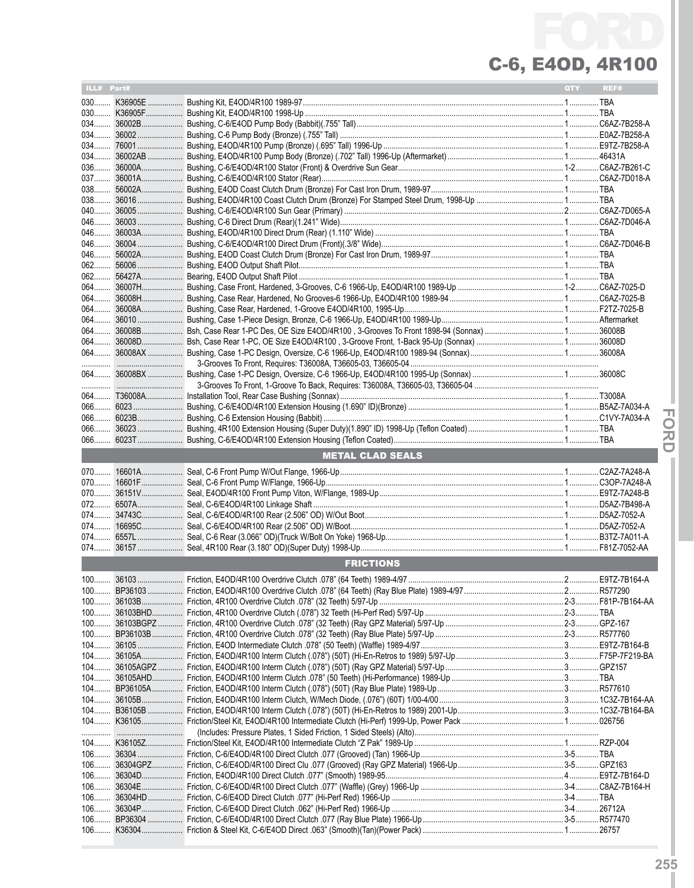# FORD

## C-6, E4OD, 4R100

| ILL# | Part# | | QTY | REF# |
|---|---|---|---|---|
| 030 | K36905E | Bushing Kit, E4OD/4R100 1989-97 | 1 | TBA |
| 030 | K36905F | Bushing Kit, E4OD/4R100 1998-Up | 1 | TBA |
| 034 | 36002B | Bushing, C-6/E4OD Pump Body (Babbit)(.755" Tall) | 1 | C6AZ-7B258-A |
| 034 | 36002 | Bushing, C-6 Pump Body (Bronze) (.755" Tall) | 1 | E0AZ-7B258-A |
| 034 | 76001 | Bushing, E4OD/4R100 Pump (Bronze) .695" Tall) 1996-Up | 1 | E9TZ-7B258-A |
| 034 | 36002AB | Bushing, E4OD/4R100 Pump Body (Bronze) .702" Tall) 1996-Up (Aftermarket) | 1 | 46431A |
| 036 | 36000A | Bushing, C-6/E4OD/4R100 Stator (Front) & Overdrive Sun Gear | 1-2 | C6AZ-7B261-C |
| 037 | 36001A | Bushing, C-6/E4OD/4R100 Stator (Rear) | 1 | C6AZ-7D018-A |
| 038 | 56002A | Bushing, E4OD Coast Clutch Drum (Bronze) For Cast Iron Drum, 1989-97 | 1 | TBA |
| 038 | 36016 | Bushing, E4OD/4R100 Coast Clutch Drum (Bronze) For Stamped Steel Drum, 1998-Up | 1 | TBA |
| 040 | 36005 | Bushing, C-6/E4OD/4R100 Sun Gear (Primary) | 2 | C6AZ-7D065-A |
| 046 | 36003 | Bushing, C-6 Direct Drum (Rear)(1.241" Wide) | 1 | C6AZ-7D046-A |
| 046 | 36003A | Bushing, E4OD/4R100 Direct Drum (Rear) (1.110" Wide) | 1 | TBA |
| 046 | 36004 | Bushing, C-6/E4OD/4R100 Direct Drum (Front)(.3/8" Wide) | 1 | C6AZ-7D046-B |
| 046 | 56002A | Bushing, E4OD Coast Clutch Drum (Bronze) For Cast Iron Drum, 1989-97 | 1 | TBA |
| 062 | 56006 | Bushing, E4OD Output Shaft Pilot | 1 | TBA |
| 062 | 56427A | Bearing, E4OD Output Shaft Pilot | 1 | TBA |
| 064 | 36007H | Bushing, Case Front, Hardened, 3-Grooves, C-6 1966-Up, E4OD/4R100 1989-Up | 1-2 | C6AZ-7025-D |
| 064 | 36008H | Bushing, Case Rear, Hardened, No Grooves-6 1966-Up, E4OD/4R100 1989-94 | 1 | C6AZ-7025-B |
| 064 | 36008A | Bushing, Case Rear, Hardened, 1-Groove E4OD/4R100, 1995-Up | 1 | F2TZ-7025-B |
| 064 | 36010 | Bushing, Case 1-Piece Design, Bronze, C-6 1966-Up, E4OD/4R100 1989-Up | 1 | Aftermarket |
| 064 | 36008B | Bsh, Case Rear 1-PC Des, OE Size E4OD/4R100 , 3-Grooves To Front 1898-94 (Sonnax) | 1 | 36008B |
| 064 | 36008D | Bsh, Case Rear 1-PC, OE Size E4OD/4R100 , 3-Groove Front, 1-Back 95-Up (Sonnax) | 1 | 36008D |
| 064 | 36008AX | Bushing, Case 1-PC Design, Oversize, C-6 1966-Up, E4OD/4R100 1989-94 (Sonnax) | 1 | 36008A |
| | | 3-Grooves To Front, Requires: T36008A, T36605-03, T36605-04 | | |
| 064 | 36008BX | Bushing, Case 1-PC Design, Oversize, C-6 1966-Up, E4OD/4R100 1995-Up (Sonnax) | 1 | 36008C |
| | | 3-Grooves To Front, 1-Groove To Back, Requires: T36008A, T36605-03, T36605-04 | | |
| 064 | T36008A | Installation Tool, Rear Case Bushing (Sonnax) | 1 | T3008A |
| 066 | 6023 | Bushing, C-6/E4OD/4R100 Extension Housing (1.690" ID)(Bronze) | 1 | B5AZ-7A034-A |
| 066 | 6023B | Bushing, C-6 Extension Housing (Babbit) | 1 | C1VY-7A034-A |
| 066 | 36023 | Bushing, 4R100 Extension Housing (Super Duty)(1.890" ID) 1998-Up (Teflon Coated) | 1 | TBA |
| 066 | 6023T | Bushing, C-6/E4OD/4R100 Extension Housing (Teflon Coated) | 1 | TBA |

### METAL CLAD SEALS

| ILL# | Part# | | QTY | REF# |
|---|---|---|---|---|
| 070 | 16601A | Seal, C-6 Front Pump W/Out Flange, 1966-Up | 1 | C2AZ-7A248-A |
| 070 | 16601F | Seal, C-6 Front Pump W/Flange, 1966-Up | 1 | C3OP-7A248-A |
| 070 | 36151V | Seal, E4OD/4R100 Front Pump Viton, W/Flange, 1989-Up | 1 | E9TZ-7A248-B |
| 072 | 6507A | Seal, C-6/E4OD/4R100 Linkage Shaft | 1 | D5AZ-7B498-A |
| 074 | 34743C | Seal, C-6/E4OD/4R100 Rear (2.506" OD) W/Out Boot | 1 | D5AZ-7052-A |
| 074 | 16695C | Seal, C-6/E4OD/4R100 Rear (2.506" OD) W/Boot | 1 | D5AZ-7052-A |
| 074 | 6557L | Seal, C-6 Rear (3.066" OD)(Truck W/Bolt On Yoke) 1968-Up | 1 | B3TZ-7A011-A |
| 074 | 36157 | Seal, 4R100 Rear (3.180" OD)(Super Duty) 1998-Up | 1 | F81Z-7052-AA |

### FRICTIONS

| ILL# | Part# | | QTY | REF# |
|---|---|---|---|---|
| 100 | 36103 | Friction, E4OD/4R100 Overdrive Clutch .078" (64 Teeth) 1989-4/97 | 2 | E9TZ-7B164-A |
| 100 | BP36103 | Friction, E4OD/4R100 Overdrive Clutch .078" (64 Teeth) (Ray Blue Plate) 1989-4/97 | 2 | R577290 |
| 100 | 36103B | Friction, 4R100 Overdrive Clutch .078" (32 Teeth) 5/97-Up | 2-3 | F81P-7B164-AA |
| 100 | 36103BHD | Friction, 4R100 Overdrive Clutch (.078") 32 Teeth (Hi-Perf Red) 5/97-Up | 2-3 | TBA |
| 100 | 36103BGPZ | Friction, 4R100 Overdrive Clutch .078" (32 Teeth) (Ray GPZ Material) 5/97-Up | 2-3 | GPZ-167 |
| 100 | BP36103B | Friction, 4R100 Overdrive Clutch .078" (32 Teeth) (Ray Blue Plate) 5/97-Up | 2-3 | R577760 |
| 104 | 36105 | Friction, E4OD Intermediate Clutch .078" (50 Teeth) (Waffle) 1989-4/97 | 3 | E9TZ-7B164-B |
| 104 | 36105A | Friction, E4OD/4R100 Interm Clutch (.078") (50T) (Hi-En-Retros to 1989) 5/97-Up | 3 | F75P-7F219-BA |
| 104 | 36105AGPZ | Friction, E4OD/4R100 Interm Clutch (.078") (50T) (Ray GPZ Material) 5/97-Up | 3 | GPZ157 |
| 104 | 36105AHD | Friction, E4OD/4R100 Interm Clutch .078" (50 Teeth) (Hi-Performance) 1989-Up | 3 | TBA |
| 104 | BP36105A | Friction, E4OD/4R100 Interm Clutch (.078") (50T) (Ray Blue Plate) 1989-Up | 3 | R577610 |
| 104 | 36105B | Friction, E4OD/4R100 Interm Clutch, W/Mech Diode, (.076") (60T) 1/00-4/00 | 3 | 1C3Z-7B164-AA |
| 104 | B36105B | Friction, E4OD/4R100 Interm Clutch (.078") (50T) (Hi-En-Retros to 1989) 2001-Up | 3 | 1C3Z-7B164-BA |
| 104 | K36105 | Friction/Steel Kit, E4OD/4R100 Intermediate Clutch (Hi-Perf) 1999-Up, Power Pack | 1 | 026756 |
| | | (Includes: Pressure Plates, 1 Sided Friction, 1 Sided Steels) (Alto) | | |
| 104 | K36105Z | Friction/Steel Kit, E4OD/4R100 Intermediate Clutch "Z Pak" 1989-Up | 1 | RZP-004 |
| 106 | 36304 | Friction, C-6/E4OD/4R100 Direct Clutch .077 (Grooved) (Tan) 1966-Up | 3-5 | TBA |
| 106 | 36304GPZ | Friction, C-6/E4OD/4R100 Direct Clu .077 (Grooved) (Ray GPZ Material) 1966-Up | 3-5 | GPZ163 |
| 106 | 36304D | Friction, E4OD/4R100 Direct Clutch .077" (Smooth) 1989-95 | 4 | E9TZ-7B164-D |
| 106 | 36304E | Friction, C-6/E4OD/4R100 Direct Clutch .077" (Waffle) (Grey) 1966-Up | 3-4 | C8AZ-7B164-H |
| 106 | 36304HD | Friction, C-6/E4OD Direct Clutch .077" (Hi-Perf Red) 1966-Up | 3-4 | TBA |
| 106 | 36304P | Friction, C-6/E4OD Direct Clutch .062" (Hi-Perf Red) 1966-Up | 3-4 | 26712A |
| 106 | BP36304 | Friction, C-6/E4OD/4R100 Direct Clutch .077 (Ray Blue Plate) 1966-Up | 3-5 | R577470 |
| 106 | K36304 | Friction & Steel Kit, C-6/E4OD Direct .063" (Smooth)(Tan)(Power Pack) | 1 | 26757 |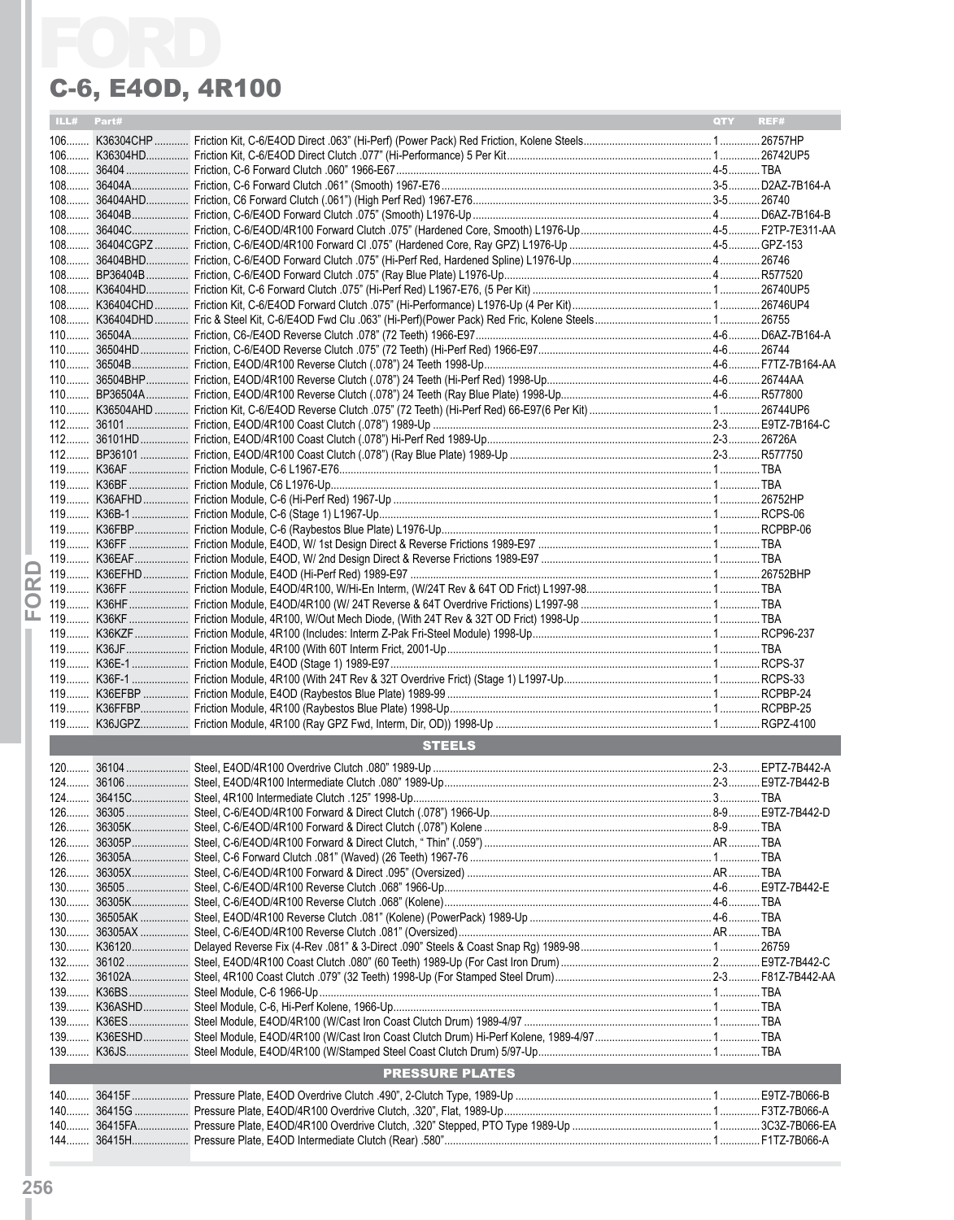# FORD

## C-6, E4OD, 4R100

| ILL# | Part# | | QTY | REF# |
|---|---|---|---|---|
| 106 | K36304CHP | Friction Kit, C-6/E4OD Direct .063" (Hi-Perf) (Power Pack) Red Friction, Kolene Steels | 1 | 26757HP |
| 106 | K36304HD | Friction Kit, C-6/E4OD Direct Clutch .077" (Hi-Performance) 5 Per Kit | 1 | 26742UP5 |
| 108 | 36404 | Friction, C-6 Forward Clutch .060" 1966-E67 | 4-5 | TBA |
| 108 | 36404A | Friction, C-6 Forward Clutch .061" (Smooth) 1967-E76 | 3-5 | D2AZ-7B164-A |
| 108 | 36404AHD | Friction, C6 Forward Clutch (.061") (High Perf Red) 1967-E76 | 3-5 | 26740 |
| 108 | 36404B | Friction, C-6/E4OD Forward Clutch .075" (Smooth) L1976-Up | 4 | D6AZ-7B164-B |
| 108 | 36404C | Friction, C-6/E4OD/4R100 Forward Clutch .075" (Hardened Core, Smooth) L1976-Up | 4-5 | F2TP-7E311-AA |
| 108 | 36404CGPZ | Friction, C-6/E4OD/4R100 Forward Cl .075" (Hardened Core, Ray GPZ) L1976-Up | 4-5 | GPZ-153 |
| 108 | 36404BHD | Friction, C-6/E4OD Forward Clutch .075" (Hi-Perf Red, Hardened Spline) L1976-Up | 4 | 26746 |
| 108 | BP36404B | Friction, C-6/E4OD Forward Clutch .075" (Ray Blue Plate) L1976-Up | 4 | R577520 |
| 108 | K36404HD | Friction Kit, C-6 Forward Clutch .075" (Hi-Perf Red) L1967-E76, (5 Per Kit) | 1 | 26740UP5 |
| 108 | K36404CHD | Friction Kit, C-6/E4OD Forward Clutch .075" (Hi-Performance) L1976-Up (4 Per Kit) | 1 | 26746UP4 |
| 108 | K36404DHD | Fric & Steel Kit, C-6/E4OD Fwd Clu .063" (Hi-Perf)(Power Pack) Red Frics, Kolene Steels | 1 | 26755 |
| 110 | 36504A | Friction, C6-/E4OD Reverse Clutch .078" (72 Teeth) 1966-E97 | 4-6 | D6AZ-7B164-A |
| 110 | 36504HD | Friction, C-6/E4OD Reverse Clutch .075" (72 Teeth) (Hi-Perf Red) 1966-E97 | 4-6 | 26744 |
| 110 | 36504B | Friction, E4OD/4R100 Reverse Clutch (.078") 24 Teeth 1998-Up | 4-6 | F7TZ-7B164-AA |
| 110 | 36504BHP | Friction, E4OD/4R100 Reverse Clutch (.078") 24 Teeth (Hi-Perf Red) 1998-Up | 4-6 | 26744AA |
| 110 | BP36504A | Friction, E4OD/4R100 Reverse Clutch (.078") 24 Teeth (Ray Blue Plate) 1998-Up | 4-6 | R577800 |
| 110 | K36504AHD | Friction Kit, C-6/E4OD Reverse Clutch .075" (72 Teeth) (Hi-Perf Red) 66-E97(6 Per Kit) | 1 | 26744UP6 |
| 112 | 36101 | Friction, E4OD/4R100 Coast Clutch (.078") 1989-Up | 2-3 | E9TZ-7B164-C |
| 112 | 36101HD | Friction, E4OD/4R100 Coast Clutch (.078") Hi-Perf Red 1989-Up | 2-3 | 26726A |
| 112 | BP36101 | Friction, E4OD/4R100 Coast Clutch (.078") (Ray Blue Plate) 1989-Up | 2-3 | R577750 |
| 119 | K36AF | Friction Module, C-6 L1967-E76 | 1 | TBA |
| 119 | K36BF | Friction Module, C6 L1976-Up | 1 | TBA |
| 119 | K36AFHD | Friction Module, C-6 (Hi-Perf Red) 1967-Up | 1 | 26752HP |
| 119 | K36B-1 | Friction Module, C-6 (Stage 1) L1967-Up | 1 | RCPS-06 |
| 119 | K36FBP | Friction Module, C-6 (Raybestos Blue Plate) L1976-Up | 1 | RCPBP-06 |
| 119 | K36FF | Friction Module, E4OD, W/ 1st Design Direct & Reverse Frictions 1989-E97 | 1 | TBA |
| 119 | K36EAF | Friction Module, E4OD, W/ 2nd Design Direct & Reverse Frictions 1989-E97 | 1 | TBA |
| 119 | K36EFHD | Friction Module, E4OD (Hi-Perf Red) 1989-E97 | 1 | 26752BHP |
| 119 | K36FF | Friction Module, E4OD/4R100, W/Hi-En Interm, (W/24T Rev & 64T OD Frict) L1997-98 | 1 | TBA |
| 119 | K36HF | Friction Module, E4OD/4R100 (W/ 24T Reverse & 64T Overdrive Frictions) L1997-98 | 1 | TBA |
| 119 | K36KF | Friction Module, 4R100, W/Out Mech Diode, (With 24T Rev & 32T OD Frict) 1998-Up | 1 | TBA |
| 119 | K36KZF | Friction Module, 4R100 (Includes: Interm Z-Pak Fri-Steel Module) 1998-Up | 1 | RCP96-237 |
| 119 | K36JF | Friction Module, 4R100 (With 60T Interm Frict, 2001-Up | 1 | TBA |
| 119 | K36E-1 | Friction Module, E4OD (Stage 1) 1989-E97 | 1 | RCPS-37 |
| 119 | K36F-1 | Friction Module, 4R100 (With 24T Rev & 32T Overdrive Frict) (Stage 1) L1997-Up | 1 | RCPS-33 |
| 119 | K36EFBP | Friction Module, E4OD (Raybestos Blue Plate) 1989-99 | 1 | RCPBP-24 |
| 119 | K36FFBP | Friction Module, 4R100 (Raybestos Blue Plate) 1998-Up | 1 | RCPBP-25 |
| 119 | K36JGPZ | Friction Module, 4R100 (Ray GPZ Fwd, Interm, Dir, OD)) 1998-Up | 1 | RGPZ-4100 |
| | | **STEELS** | | |
| 120 | 36104 | Steel, E4OD/4R100 Overdrive Clutch .080" 1989-Up | 2-3 | EPTZ-7B442-A |
| 124 | 36106 | Steel, E4OD/4R100 Intermediate Clutch .080" 1989-Up | 2-3 | E9TZ-7B442-B |
| 124 | 36415C | Steel, 4R100 Intermediate Clutch .125" 1998-Up | 3 | TBA |
| 126 | 36305 | Steel, C-6/E4OD/4R100 Forward & Direct Clutch (.078") 1966-Up | 8-9 | E9TZ-7B442-D |
| 126 | 36305K | Steel, C-6/E4OD/4R100 Forward & Direct Clutch (.078") Kolene | 8-9 | TBA |
| 126 | 36305P | Steel, C-6/E4OD/4R100 Forward & Direct Clutch, " Thin" (.059") | AR | TBA |
| 126 | 36305A | Steel, C-6 Forward Clutch .081" (Waved) (26 Teeth) 1967-76 | 1 | TBA |
| 126 | 36305X | Steel, C-6/E4OD/4R100 Forward & Direct .095" (Oversized) | AR | TBA |
| 130 | 36505 | Steel, C-6/E4OD/4R100 Reverse Clutch .068" 1966-Up | 4-6 | E9TZ-7B442-E |
| 130 | 36305K | Steel, C-6/E4OD/4R100 Reverse Clutch .068" (Kolene) | 4-6 | TBA |
| 130 | 36505AK | Steel, E4OD/4R100 Reverse Clutch .081" (Kolene) (PowerPack) 1989-Up | 4-6 | TBA |
| 130 | 36305AX | Steel, C-6/E4OD/4R100 Reverse Clutch .081" (Oversized) | AR | TBA |
| 130 | K36120 | Delayed Reverse Fix (4-Rev .081" & 3-Direct .090" Steels & Coast Snap Rg) 1989-98 | 1 | 26759 |
| 132 | 36102 | Steel, E4OD/4R100 Coast Clutch .080" (60 Teeth) 1989-Up (For Cast Iron Drum) | 2 | E9TZ-7B442-C |
| 132 | 36102A | Steel, 4R100 Coast Clutch .079" (32 Teeth) 1998-Up (For Stamped Steel Drum) | 2-3 | F81Z-7B442-AA |
| 139 | K36BS | Steel Module, C-6 1966-Up | 1 | TBA |
| 139 | K36ASHD | Steel Module, C-6, Hi-Perf Kolene, 1966-Up | 1 | TBA |
| 139 | K36ES | Steel Module, E4OD/4R100 (W/Cast Iron Coast Clutch Drum) 1989-4/97 | 1 | TBA |
| 139 | K36ESHD | Steel Module, E4OD/4R100 (W/Cast Iron Coast Clutch Drum) Hi-Perf Kolene, 1989-4/97 | 1 | TBA |
| 139 | K36JS | Steel Module, E4OD/4R100 (W/Stamped Steel Coast Clutch Drum) 5/97-Up | 1 | TBA |
| | | **PRESSURE PLATES** | | |
| 140 | 36415F | Pressure Plate, E4OD Overdrive Clutch .490", 2-Clutch Type, 1989-Up | 1 | E9TZ-7B066-B |
| 140 | 36415G | Pressure Plate, E4OD/4R100 Overdrive Clutch, .320", Flat, 1989-Up | 1 | F3TZ-7B066-A |
| 140 | 36415FA | Pressure Plate, E4OD/4R100 Overdrive Clutch, .320" Stepped, PTO Type 1989-Up | 1 | 3C3Z-7B066-EA |
| 144 | 36415H | Pressure Plate, E4OD Intermediate Clutch (Rear) .580" | 1 | F1TZ-7B066-A |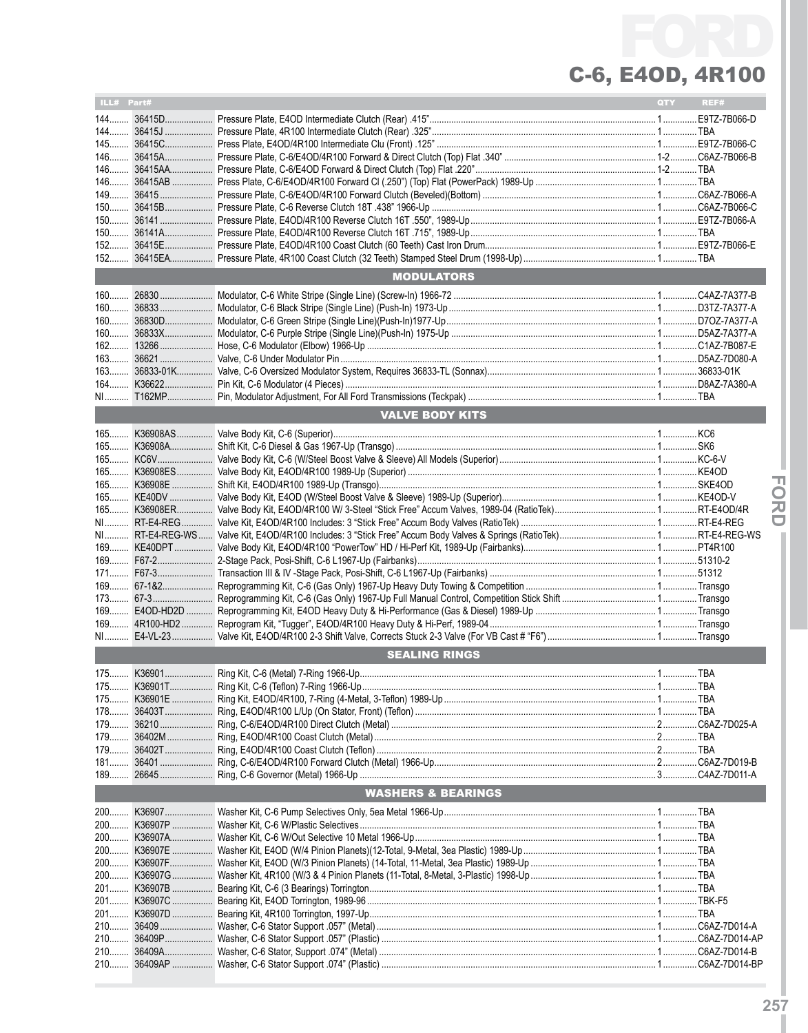# FORD

## C-6, E4OD, 4R100

| ILL# | Part# | Description | QTY | REF# |
|---|---|---|---|---|
| 144 | 36415D | Pressure Plate, E4OD Intermediate Clutch (Rear) .415" | 1 | E9TZ-7B066-D |
| 144 | 36415J | Pressure Plate, 4R100 Intermediate Clutch (Rear) .325" | 1 | TBA |
| 145 | 36415C | Press Plate, E4OD/4R100 Intermediate Clu (Front) .125" | 1 | E9TZ-7B066-C |
| 146 | 36415A | Pressure Plate, C-6/E4OD/4R100 Forward & Direct Clutch (Top) Flat .340" | 1-2 | C6AZ-7B066-B |
| 146 | 36415AA | Pressure Plate, C-6/E4OD Forward & Direct Clutch (Top) Flat .220" | 1-2 | TBA |
| 146 | 36415AB | Press Plate, C-6/E4OD/4R100 Forward Cl (.250") (Top) Flat (PowerPack) 1989-Up | 1 | TBA |
| 149 | 36415 | Pressure Plate, C-6/E4OD/4R100 Forward Clutch (Beveled)(Bottom) | 1 | C6AZ-7B066-A |
| 150 | 36415B | Pressure Plate, C-6 Reverse Clutch 18T .438" 1966-Up | 1 | C6AZ-7B066-C |
| 150 | 36141 | Pressure Plate, E4OD/4R100 Reverse Clutch 16T .550", 1989-Up | 1 | E9TZ-7B066-A |
| 150 | 36141A | Pressure Plate, E4OD/4R100 Reverse Clutch 16T .715", 1989-Up | 1 | TBA |
| 152 | 36415E | Pressure Plate, E4OD/4R100 Coast Clutch (60 Teeth) Cast Iron Drum | 1 | E9TZ-7B066-E |
| 152 | 36415EA | Pressure Plate, 4R100 Coast Clutch (32 Teeth) Stamped Steel Drum (1998-Up) | 1 | TBA |
| | | **MODULATORS** | | |
| 160 | 26830 | Modulator, C-6 White Stripe (Single Line) (Screw-In) 1966-72 | 1 | C4AZ-7A377-B |
| 160 | 36833 | Modulator, C-6 Black Stripe (Single Line) (Push-In) 1973-Up | 1 | D3TZ-7A377-A |
| 160 | 36830D | Modulator, C-6 Green Stripe (Single Line)(Push-In)1977-Up | 1 | D7OZ-7A377-A |
| 160 | 36833X | Modulator, C-6 Purple Stripe (Single Line)(Push-In) 1975-Up | 1 | D5AZ-7A377-A |
| 162 | 13266 | Hose, C-6 Modulator (Elbow) 1966-Up | 1 | C1AZ-7B087-E |
| 163 | 36621 | Valve, C-6 Under Modulator Pin | 1 | D5AZ-7D080-A |
| 163 | 36833-01K | Valve, C-6 Oversized Modulator System, Requires 36833-TL (Sonnax) | 1 | 36833-01K |
| 164 | K36622 | Pin Kit, C-6 Modulator (4 Pieces) | 1 | D8AZ-7A380-A |
| NI | T162MP | Pin, Modulator Adjustment, For All Ford Transmissions (Teckpak) | 1 | TBA |
| | | **VALVE BODY KITS** | | |
| 165 | K36908AS | Valve Body Kit, C-6 (Superior) | 1 | KC6 |
| 165 | K36908A | Shift Kit, C-6 Diesel & Gas 1967-Up (Transgo) | 1 | SK6 |
| 165 | KC6V | Valve Body Kit, C-6 (W/Steel Boost Valve & Sleeve) All Models (Superior) | 1 | KC-6-V |
| 165 | K36908ES | Valve Body Kit, E4OD/4R100 1989-Up (Superior) | 1 | KE4OD |
| 165 | K36908E | Shift Kit, E4OD/4R100 1989-Up (Transgo) | 1 | SKE4OD |
| 165 | KE40DV | Valve Body Kit, E4OD (W/Steel Boost Valve & Sleeve) 1989-Up (Superior) | 1 | KE4OD-V |
| 165 | K36908ER | Valve Body Kit, E4OD/4R100 W/ 3-Steel "Stick Free" Accum Valves, 1989-04 (RatioTek) | 1 | RT-E4OD/4R |
| NI | RT-E4-REG | Valve Kit, E4OD/4R100 Includes: 3 "Stick Free" Accum Body Valves (RatioTek) | 1 | RT-E4-REG |
| NI | RT-E4-REG-WS | Valve Kit, E4OD/4R100 Includes: 3 "Stick Free" Accum Body Valves & Springs (RatioTek) | 1 | RT-E4-REG-WS |
| 169 | KE40DPT | Valve Body Kit, E4OD/4R100 "PowerTow" HD / Hi-Perf Kit, 1989-Up (Fairbanks) | 1 | PT4R100 |
| 169 | F67-2 | 2-Stage Pack, Posi-Shift, C-6 L1967-Up (Fairbanks) | 1 | 51310-2 |
| 171 | F67-3 | Transaction III & IV -Stage Pack, Posi-Shift, C-6 L1967-Up (Fairbanks) | 1 | 51312 |
| 169 | 67-1&2 | Reprogramming Kit, C-6 (Gas Only) 1967-Up Heavy Duty Towing & Competition | 1 | Transgo |
| 173 | 67-3 | Reprogramming Kit, C-6 (Gas Only) 1967-Up Full Manual Control, Competition Stick Shift | 1 | Transgo |
| 169 | E4OD-HD2D | Reprogramming Kit, E4OD Heavy Duty & Hi-Performance (Gas & Diesel) 1989-Up | 1 | Transgo |
| 169 | 4R100-HD2 | Reprogram Kit, "Tugger", E4OD/4R100 Heavy Duty & Hi-Perf, 1989-04 | 1 | Transgo |
| NI | E4-VL-23 | Valve Kit, E4OD/4R100 2-3 Shift Valve, Corrects Stuck 2-3 Valve (For VB Cast # "F6") | 1 | Transgo |
| | | **SEALING RINGS** | | |
| 175 | K36901 | Ring Kit, C-6 (Metal) 7-Ring 1966-Up | 1 | TBA |
| 175 | K36901T | Ring Kit, C-6 (Teflon) 7-Ring 1966-Up | 1 | TBA |
| 175 | K36901E | Ring Kit, E4OD/4R100, 7-Ring (4-Metal, 3-Teflon) 1989-Up | 1 | TBA |
| 178 | 36403T | Ring, E4OD/4R100 L/Up (On Stator, Front) (Teflon) | 1 | TBA |
| 179 | 36210 | Ring, C-6/E4OD/4R100 Direct Clutch (Metal) | 2 | C6AZ-7D025-A |
| 179 | 36402M | Ring, E4OD/4R100 Coast Clutch (Metal) | 2 | TBA |
| 179 | 36402T | Ring, E4OD/4R100 Coast Clutch (Teflon) | 2 | TBA |
| 181 | 36401 | Ring, C-6/E4OD/4R100 Forward Clutch (Metal) 1966-Up | 2 | C6AZ-7D019-B |
| 189 | 26645 | Ring, C-6 Governor (Metal) 1966-Up | 3 | C4AZ-7D011-A |
| | | **WASHERS & BEARINGS** | | |
| 200 | K36907 | Washer Kit, C-6 Pump Selectives Only, 5ea Metal 1966-Up | 1 | TBA |
| 200 | K36907P | Washer Kit, C-6 W/Plastic Selectives | 1 | TBA |
| 200 | K36907A | Washer Kit, C-6 W/Out Selective 10 Metal 1966-Up | 1 | TBA |
| 200 | K36907E | Washer Kit, E4OD (W/4 Pinion Planets)(12-Total, 9-Metal, 3ea Plastic) 1989-Up | 1 | TBA |
| 200 | K36907F | Washer Kit, E4OD (W/3 Pinion Planets) (14-Total, 11-Metal, 3ea Plastic) 1989-Up | 1 | TBA |
| 200 | K36907G | Washer Kit, 4R100 (W/3 & 4 Pinion Planets (11-Total, 8-Metal, 3-Plastic) 1998-Up | 1 | TBA |
| 201 | K36907B | Bearing Kit, C-6 (3 Bearings) Torrington | 1 | TBA |
| 201 | K36907C | Bearing Kit, E4OD Torrington, 1989-96 | 1 | TBK-F5 |
| 201 | K36907D | Bearing Kit, 4R100 Torrington, 1997-Up | 1 | TBA |
| 210 | 36409 | Washer, C-6 Stator Support .057" (Metal) | 1 | C6AZ-7D014-A |
| 210 | 36409P | Washer, C-6 Stator Support .057" (Plastic) | 1 | C6AZ-7D014-AP |
| 210 | 36409A | Washer, C-6 Stator, Support .074" (Metal) | 1 | C6AZ-7D014-B |
| 210 | 36409AP | Washer, C-6 Stator Support .074" (Plastic) | 1 | C6AZ-7D014-BP |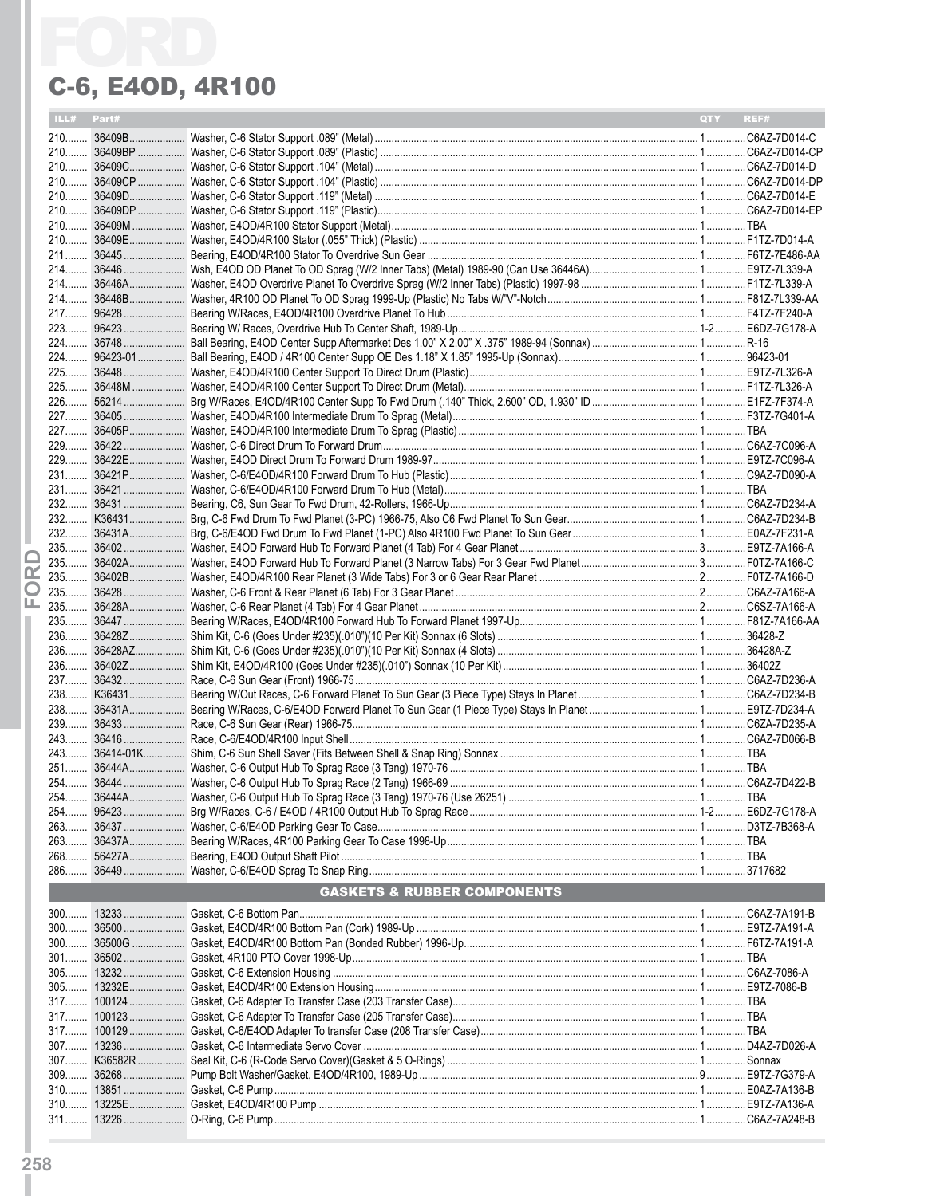# FORD

## C-6, E4OD, 4R100

| ILL# | Part# | | QTY | REF# |
|---|---|---|---|---|
| 210 | 36409B | Washer, C-6 Stator Support .089" (Metal) | 1 | C6AZ-7D014-C |
| 210 | 36409BP | Washer, C-6 Stator Support .089" (Plastic) | 1 | C6AZ-7D014-CP |
| 210 | 36409C | Washer, C-6 Stator Support .104" (Metal) | 1 | C6AZ-7D014-D |
| 210 | 36409CP | Washer, C-6 Stator Support .104" (Plastic) | 1 | C6AZ-7D014-DP |
| 210 | 36409D | Washer, C-6 Stator Support .119" (Metal) | 1 | C6AZ-7D014-E |
| 210 | 36409DP | Washer, C-6 Stator Support .119" (Plastic) | 1 | C6AZ-7D014-EP |
| 210 | 36409M | Washer, E4OD/4R100 Stator Support (Metal) | 1 | TBA |
| 210 | 36409E | Washer, E4OD/4R100 Stator (.055" Thick) (Plastic) | 1 | F1TZ-7D014-A |
| 211 | 36445 | Bearing, E4OD/4R100 Stator To Overdrive Sun Gear | 1 | F6TZ-7E486-AA |
| 214 | 36446 | Wsh, E4OD OD Planet To OD Sprag (W/2 Inner Tabs) (Metal) 1989-90 (Can Use 36446A) | 1 | E9TZ-7L339-A |
| 214 | 36446A | Washer, E4OD Overdrive Planet To Overdrive Sprag (W/2 Inner Tabs) (Plastic) 1997-98 | 1 | F1TZ-7L339-A |
| 214 | 36446B | Washer, 4R100 OD Planet To OD Sprag 1999-Up (Plastic) No Tabs W/"V"-Notch | 1 | F81Z-7L339-AA |
| 217 | 96428 | Bearing W/Races, E4OD/4R100 Overdrive Planet To Hub | 1 | F4TZ-7F240-A |
| 223 | 96423 | Bearing W/ Races, Overdrive Hub To Center Shaft, 1989-Up | 1-2 | E6DZ-7G178-A |
| 224 | 36748 | Ball Bearing, E4OD Center Supp Aftermarket Des 1.00" X 2.00" X .375" 1989-94 (Sonnax) | 1 | R-16 |
| 224 | 96423-01 | Ball Bearing, E4OD / 4R100 Center Supp OE Des 1.18" X 1.85" 1995-Up (Sonnax) | 1 | 96423-01 |
| 225 | 36448 | Washer, E4OD/4R100 Center Support To Direct Drum (Plastic) | 1 | E9TZ-7L326-A |
| 225 | 36448M | Washer, E4OD/4R100 Center Support To Direct Drum (Metal) | 1 | F1TZ-7L326-A |
| 226 | 56214 | Brg W/Races, E4OD/4R100 Center Supp To Fwd Drum (.140" Thick, 2.600" OD, 1.930" ID | 1 | E1FZ-7F374-A |
| 227 | 36405 | Washer, E4OD/4R100 Intermediate Drum To Sprag (Metal) | 1 | F3TZ-7G401-A |
| 227 | 36405P | Washer, E4OD/4R100 Intermediate Drum To Sprag (Plastic) | 1 | TBA |
| 229 | 36422 | Washer, C-6 Direct Drum To Forward Drum | 1 | C6AZ-7C096-A |
| 229 | 36422E | Washer, E4OD Direct Drum To Forward Drum 1989-97 | 1 | E9TZ-7C096-A |
| 231 | 36421P | Washer, C-6/E4OD/4R100 Forward Drum To Hub (Plastic) | 1 | C9AZ-7D090-A |
| 231 | 36421 | Washer, C-6/E4OD/4R100 Forward Drum To Hub (Metal) | 1 | TBA |
| 232 | 36431 | Bearing, C6, Sun Gear To Fwd Drum, 42-Rollers, 1966-Up | 1 | C6AZ-7D234-A |
| 232 | K36431 | Brg, C-6 Fwd Drum To Fwd Planet (3-PC) 1966-75, Also C6 Fwd Planet To Sun Gear | 1 | C6AZ-7D234-B |
| 232 | 36431A | Brg, C-6/E4OD Fwd Drum To Fwd Planet (1-PC) Also 4R100 Fwd Planet To Sun Gear | 1 | E0AZ-7F231-A |
| 235 | 36402 | Washer, E4OD Forward Hub To Forward Planet (4 Tab) For 4 Gear Planet | 3 | E9TZ-7A166-A |
| 235 | 36402A | Washer, E4OD Forward Hub To Forward Planet (3 Narrow Tabs) For 3 Gear Fwd Planet | 3 | F0TZ-7A166-C |
| 235 | 36402B | Washer, E4OD/4R100 Rear Planet (3 Wide Tabs) For 3 or 6 Gear Rear Planet | 2 | F0TZ-7A166-D |
| 235 | 36428 | Washer, C-6 Front & Rear Planet (6 Tab) For 3 Gear Planet | 2 | C6AZ-7A166-A |
| 235 | 36428A | Washer, C-6 Rear Planet (4 Tab) For 4 Gear Planet | 2 | C6SZ-7A166-A |
| 235 | 36447 | Bearing W/Races, E4OD/4R100 Forward Hub To Forward Planet 1997-Up | 1 | F81Z-7A166-AA |
| 236 | 36428Z | Shim Kit, C-6 (Goes Under #235)(.010")(10 Per Kit) Sonnax (6 Slots) | 1 | 36428-Z |
| 236 | 36428AZ | Shim Kit, C-6 (Goes Under #235)(.010")(10 Per Kit) Sonnax (4 Slots) | 1 | 36428A-Z |
| 236 | 36402Z | Shim Kit, E4OD/4R100 (Goes Under #235)(.010") Sonnax (10 Per Kit) | 1 | 36402Z |
| 237 | 36432 | Race, C-6 Sun Gear (Front) 1966-75 | 1 | C6AZ-7D236-A |
| 238 | K36431 | Bearing W/Out Races, C-6 Forward Planet To Sun Gear (3 Piece Type) Stays In Planet | 1 | C6AZ-7D234-B |
| 238 | 36431A | Bearing W/Races, C-6/E4OD Forward Planet To Sun Gear (1 Piece Type) Stays In Planet | 1 | E9TZ-7D234-A |
| 239 | 36433 | Race, C-6 Sun Gear (Rear) 1966-75 | 1 | C6ZA-7D235-A |
| 243 | 36416 | Race, C-6/E4OD/4R100 Input Shell | 1 | C6AZ-7D066-B |
| 243 | 36414-01K | Shim, C-6 Sun Shell Saver (Fits Between Shell & Snap Ring) Sonnax | 1 | TBA |
| 251 | 36444A | Washer, C-6 Output Hub To Sprag Race (3 Tang) 1970-76 | 1 | TBA |
| 254 | 36444 | Washer, C-6 Output Hub To Sprag Race (2 Tang) 1966-69 | 1 | C6AZ-7D422-B |
| 254 | 36444A | Washer, C-6 Output Hub To Sprag Race (3 Tang) 1970-76 (Use 26251) | 1 | TBA |
| 254 | 96423 | Brg W/Races, C-6 / E4OD / 4R100 Output Hub To Sprag Race | 1-2 | E6DZ-7G178-A |
| 263 | 36437 | Washer, C-6/E4OD Parking Gear To Case | 1 | D3TZ-7B368-A |
| 263 | 36437A | Bearing W/Races, 4R100 Parking Gear To Case 1998-Up | 1 | TBA |
| 268 | 56427A | Bearing, E4OD Output Shaft Pilot | 1 | TBA |
| 286 | 36449 | Washer, C-6/E4OD Sprag To Snap Ring | 1 | 3717682 |

### GASKETS & RUBBER COMPONENTS

| ILL# | Part# | | QTY | REF# |
|---|---|---|---|---|
| 300 | 13233 | Gasket, C-6 Bottom Pan | 1 | C6AZ-7A191-B |
| 300 | 36500 | Gasket, E4OD/4R100 Bottom Pan (Cork) 1989-Up | 1 | E9TZ-7A191-A |
| 300 | 36500G | Gasket, E4OD/4R100 Bottom Pan (Bonded Rubber) 1996-Up | 1 | F6TZ-7A191-A |
| 301 | 36502 | Gasket, 4R100 PTO Cover 1998-Up | 1 | TBA |
| 305 | 13232 | Gasket, C-6 Extension Housing | 1 | C6AZ-7086-A |
| 305 | 13232E | Gasket, E4OD/4R100 Extension Housing | 1 | E9TZ-7086-B |
| 317 | 100124 | Gasket, C-6 Adapter To Transfer Case (203 Transfer Case) | 1 | TBA |
| 317 | 100123 | Gasket, C-6 Adapter To Transfer Case (205 Transfer Case) | 1 | TBA |
| 317 | 100129 | Gasket, C-6/E4OD Adapter To transfer Case (208 Transfer Case) | 1 | TBA |
| 307 | 13236 | Gasket, C-6 Intermediate Servo Cover | 1 | D4AZ-7D026-A |
| 307 | K36582R | Seal Kit, C-6 (R-Code Servo Cover)(Gasket & 5 O-Rings) | 1 | Sonnax |
| 309 | 36268 | Pump Bolt Washer/Gasket, E4OD/4R100, 1989-Up | 9 | E9TZ-7G379-A |
| 310 | 13851 | Gasket, C-6 Pump | 1 | E0AZ-7A136-B |
| 310 | 13225E | Gasket, E4OD/4R100 Pump | 1 | E9TZ-7A136-A |
| 311 | 13226 | O-Ring, C-6 Pump | 1 | C6AZ-7A248-B |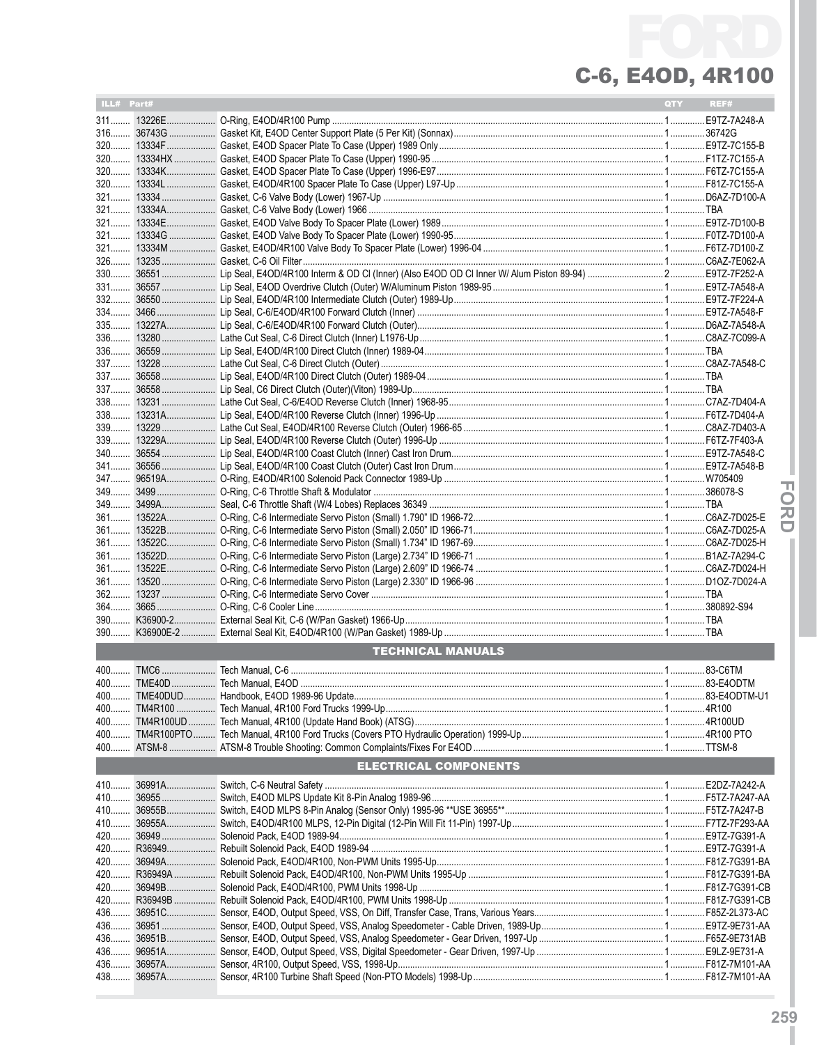# FORD

## C-6, E4OD, 4R100

| ILL# | Part# | | QTY | REF# |
|---|---|---|---|---|
| 311 | 13226E | O-Ring, E4OD/4R100 Pump | 1 | E9TZ-7A248-A |
| 316 | 36743G | Gasket Kit, E4OD Center Support Plate (5 Per Kit) (Sonnax) | 1 | 36742G |
| 320 | 13334F | Gasket, E4OD Spacer Plate To Case (Upper) 1989 Only | 1 | E9TZ-7C155-B |
| 320 | 13334HX | Gasket, E4OD Spacer Plate To Case (Upper) 1990-95 | 1 | F1TZ-7C155-A |
| 320 | 13334K | Gasket, E4OD Spacer Plate To Case (Upper) 1996-E97 | 1 | F6TZ-7C155-A |
| 320 | 13334L | Gasket, E4OD/4R100 Spacer Plate To Case (Upper) L97-Up | 1 | F81Z-7C155-A |
| 321 | 13334 | Gasket, C-6 Valve Body (Lower) 1967-Up | 1 | D6AZ-7D100-A |
| 321 | 13334A | Gasket, C-6 Valve Body (Lower) 1966 | 1 | TBA |
| 321 | 13334E | Gasket, E4OD Valve Body To Spacer Plate (Lower) 1989 | 1 | E9TZ-7D100-B |
| 321 | 13334G | Gasket, E4OD Valve Body To Spacer Plate (Lower) 1990-95 | 1 | F0TZ-7D100-A |
| 321 | 13334M | Gasket, E4OD/4R100 Valve Body To Spacer Plate (Lower) 1996-04 | 1 | F6TZ-7D100-Z |
| 326 | 13235 | Gasket, C-6 Oil Filter | 1 | C6AZ-7E062-A |
| 330 | 36551 | Lip Seal, E4OD/4R100 Interm & OD Cl (Inner) (Also E4OD OD Cl Inner W/ Alum Piston 89-94) | 2 | E9TZ-7F252-A |
| 331 | 36557 | Lip Seal, E4OD Overdrive Clutch (Outer) W/Aluminum Piston 1989-95 | 1 | E9TZ-7A548-A |
| 332 | 36550 | Lip Seal, E4OD/4R100 Intermediate Clutch (Outer) 1989-Up | 1 | E9TZ-7F224-A |
| 334 | 3466 | Lip Seal, C-6/E4OD/4R100 Forward Clutch (Inner) | 1 | E9TZ-7A548-F |
| 335 | 13227A | Lip Seal, C-6/E4OD/4R100 Forward Clutch (Outer) | 1 | D6AZ-7A548-A |
| 336 | 13280 | Lathe Cut Seal, C-6 Direct Clutch (Inner) L1976-Up | 1 | C8AZ-7C099-A |
| 336 | 36559 | Lip Seal, E4OD/4R100 Direct Clutch (Inner) 1989-04 | 1 | TBA |
| 337 | 13228 | Lathe Cut Seal, C-6 Direct Clutch (Outer) | 1 | C8AZ-7A548-C |
| 337 | 36558 | Lip Seal, E4OD/4R100 Direct Clutch (Outer) 1989-04 | 1 | TBA |
| 337 | 36558 | Lip Seal, C6 Direct Clutch (Outer)(Viton) 1989-Up | 1 | TBA |
| 338 | 13231 | Lathe Cut Seal, C-6/E4OD Reverse Clutch (Inner) 1968-95 | 1 | C7AZ-7D404-A |
| 338 | 13231A | Lip Seal, E4OD/4R100 Reverse Clutch (Inner) 1996-Up | 1 | F6TZ-7D404-A |
| 339 | 13229 | Lathe Cut Seal, E4OD/4R100 Reverse Clutch (Outer) 1966-65 | 1 | C8AZ-7D403-A |
| 339 | 13229A | Lip Seal, E4OD/4R100 Reverse Clutch (Outer) 1996-Up | 1 | F6TZ-7F403-A |
| 340 | 36554 | Lip Seal, E4OD/4R100 Coast Clutch (Inner) Cast Iron Drum | 1 | E9TZ-7A548-C |
| 341 | 36556 | Lip Seal, E4OD/4R100 Coast Clutch (Outer) Cast Iron Drum | 1 | E9TZ-7A548-B |
| 347 | 96519A | O-Ring, E4OD/4R100 Solenoid Pack Connector 1989-Up | 1 | W705409 |
| 349 | 3499 | O-Ring, C-6 Throttle Shaft & Modulator | 1 | 386078-S |
| 349 | 3499A | Seal, C-6 Throttle Shaft (W/4 Lobes) Replaces 36349 | 1 | TBA |
| 361 | 13522A | O-Ring, C-6 Intermediate Servo Piston (Small) 1.790" ID 1966-72 | 1 | C6AZ-7D025-E |
| 361 | 13522B | O-Ring, C-6 Intermediate Servo Piston (Small) 2.050" ID 1966-71 | 1 | C6AZ-7D025-A |
| 361 | 13522C | O-Ring, C-6 Intermediate Servo Piston (Small) 1.734" ID 1967-69 | 1 | C6AZ-7D025-H |
| 361 | 13522D | O-Ring, C-6 Intermediate Servo Piston (Large) 2.734" ID 1966-71 | 1 | B1AZ-7A294-C |
| 361 | 13522E | O-Ring, C-6 Intermediate Servo Piston (Large) 2.609" ID 1966-74 | 1 | C6AZ-7D024-H |
| 361 | 13520 | O-Ring, C-6 Intermediate Servo Piston (Large) 2.330" ID 1966-96 | 1 | D1OZ-7D024-A |
| 362 | 13237 | O-Ring, C-6 Intermediate Servo Cover | 1 | TBA |
| 364 | 3665 | O-Ring, C-6 Cooler Line | 1 | 380892-S94 |
| 390 | K36900-2 | External Seal Kit, C-6 (W/Pan Gasket) 1966-Up | 1 | TBA |
| 390 | K36900E-2 | External Seal Kit, E4OD/4R100 (W/Pan Gasket) 1989-Up | 1 | TBA |
| | | **TECHNICAL MANUALS** | | |
| 400 | TMC6 | Tech Manual, C-6 | 1 | 83-C6TM |
| 400 | TME40D | Tech Manual, E4OD | 1 | 83-E4ODTM |
| 400 | TME40DUD | Handbook, E4OD 1989-96 Update | 1 | 83-E4ODTM-U1 |
| 400 | TM4R100 | Tech Manual, 4R100 Ford Trucks 1999-Up | 1 | 4R100 |
| 400 | TM4R100UD | Tech Manual, 4R100 (Update Hand Book) (ATSG) | 1 | 4R100UD |
| 400 | TM4R100PTO | Tech Manual, 4R100 Ford Trucks (Covers PTO Hydraulic Operation) 1999-Up | 1 | 4R100 PTO |
| 400 | ATSM-8 | ATSM-8 Trouble Shooting: Common Complaints/Fixes For E4OD | 1 | TTSM-8 |
| | | **ELECTRICAL COMPONENTS** | | |
| 410 | 36991A | Switch, C-6 Neutral Safety | 1 | E2DZ-7A242-A |
| 410 | 36955 | Switch, E4OD MLPS Update Kit 8-Pin Analog 1989-96 | 1 | F5TZ-7A247-AA |
| 410 | 36955B | Switch, E4OD MLPS 8-Pin Analog (Sensor Only) 1995-96 **USE 36955** | 1 | F5TZ-7A247-B |
| 410 | 36955A | Switch, E4OD/4R100 MLPS, 12-Pin Digital (12-Pin Will Fit 11-Pin) 1997-Up | 1 | F7TZ-7F293-AA |
| 420 | 36949 | Solenoid Pack, E4OD 1989-94 | 1 | E9TZ-7G391-A |
| 420 | R36949 | Rebuilt Solenoid Pack, E4OD 1989-94 | 1 | E9TZ-7G391-A |
| 420 | 36949A | Solenoid Pack, E4OD/4R100, Non-PWM Units 1995-Up | 1 | F81Z-7G391-BA |
| 420 | R36949A | Rebuilt Solenoid Pack, E4OD/4R100, Non-PWM Units 1995-Up | 1 | F81Z-7G391-BA |
| 420 | 36949B | Solenoid Pack, E4OD/4R100, PWM Units 1998-Up | 1 | F81Z-7G391-CB |
| 420 | R36949B | Rebuilt Solenoid Pack, E4OD/4R100, PWM Units 1998-Up | 1 | F81Z-7G391-CB |
| 436 | 36951C | Sensor, E4OD, Output Speed, VSS, On Diff, Transfer Case, Trans, Various Years | 1 | F85Z-2L373-AC |
| 436 | 36951 | Sensor, E4OD, Output Speed, VSS, Analog Speedometer - Cable Driven, 1989-Up | 1 | E9TZ-9E731-AA |
| 436 | 36951B | Sensor, E4OD, Output Speed, VSS, Analog Speedometer - Gear Driven, 1997-Up | 1 | F65Z-9E731AB |
| 436 | 96951A | Sensor, E4OD, Output Speed, VSS, Digital Speedometer - Gear Driven, 1997-Up | 1 | E9LZ-9E731-A |
| 436 | 36957A | Sensor, 4R100, Output Speed, VSS, 1998-Up | 1 | F81Z-7M101-AA |
| 438 | 36957A | Sensor, 4R100 Turbine Shaft Speed (Non-PTO Models) 1998-Up | 1 | F81Z-7M101-AA |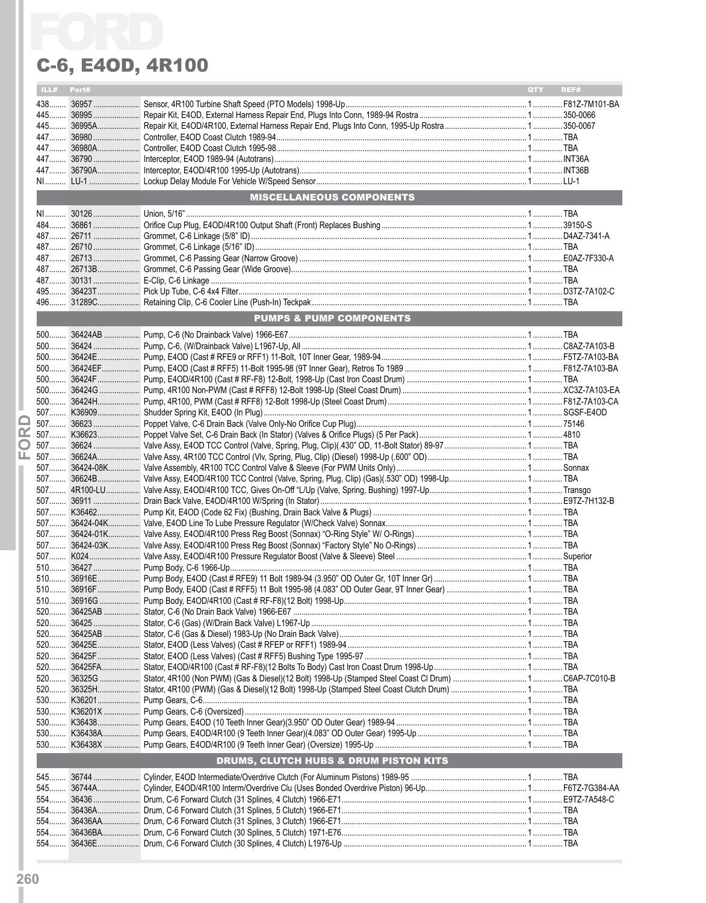# FORD

## C-6, E4OD, 4R100

| ILL# | Part# | | QTY | REF# |
|---|---|---|---|---|
| 438 | 36957 | Sensor, 4R100 Turbine Shaft Speed (PTO Models) 1998-Up | 1 | F81Z-7M101-BA |
| 445 | 36995 | Repair Kit, E4OD, External Harness Repair End, Plugs Into Conn, 1989-94 Rostra | 1 | 350-0066 |
| 445 | 36995A | Repair Kit, E4OD/4R100, External Harness Repair End, Plugs Into Conn, 1995-Up Rostra | 1 | 350-0067 |
| 447 | 36980 | Controller, E4OD Coast Clutch 1989-94 | 1 | TBA |
| 447 | 36980A | Controller, E4OD Coast Clutch 1995-98 | 1 | TBA |
| 447 | 36790 | Interceptor, E4OD 1989-94 (Autotrans) | 1 | INT36A |
| 447 | 36790A | Interceptor, E4OD/4R100 1995-Up (Autotrans) | 1 | INT36B |
| NI | LU-1 | Lockup Delay Module For Vehicle W/Speed Sensor | 1 | LU-1 |
| | | **MISCELLANEOUS COMPONENTS** | | |
| NI | 30126 | Union, 5/16" | 1 | TBA |
| 484 | 36861 | Orifice Cup Plug, E4OD/4R100 Output Shaft (Front) Replaces Bushing | 1 | 39150-S |
| 487 | 26711 | Grommet, C-6 Linkage (5/8" ID) | 1 | D4AZ-7341-A |
| 487 | 26710 | Grommet, C-6 Linkage (5/16" ID) | 1 | TBA |
| 487 | 26713 | Grommet, C-6 Passing Gear (Narrow Groove) | 1 | E0AZ-7F330-A |
| 487 | 26713B | Grommet, C-6 Passing Gear (Wide Groove) | 1 | TBA |
| 487 | 30131 | E-Clip, C-6 Linkage | 1 | TBA |
| 495 | 36423T | Pick Up Tube, C-6 4x4 Filter | 1 | D3TZ-7A102-C |
| 496 | 31289C | Retaining Clip, C-6 Cooler Line (Push-In) Teckpak | 1 | TBA |
| | | **PUMPS & PUMP COMPONENTS** | | |
| 500 | 36424AB | Pump, C-6 (No Drainback Valve) 1966-E67 | 1 | TBA |
| 500 | 36424 | Pump, C-6, (W/Drainback Valve) L1967-Up, All | 1 | C8AZ-7A103-B |
| 500 | 36424E | Pump, E4OD (Cast # RFE9 or RFF1) 11-Bolt, 10T Inner Gear, 1989-94 | 1 | F5TZ-7A103-BA |
| 500 | 36424EF | Pump, E4OD (Cast # RFF5) 11-Bolt 1995-98 (9T Inner Gear), Retros To 1989 | 1 | F81Z-7A103-BA |
| 500 | 36424F | Pump, E4OD/4R100 (Cast # RF-F8) 12-Bolt, 1998-Up (Cast Iron Coast Drum) | 1 | TBA |
| 500 | 36424G | Pump, 4R100 Non-PWM (Cast # RFF8) 12-Bolt 1998-Up (Steel Coast Drum) | 1 | XC3Z-7A103-EA |
| 500 | 36424H | Pump, 4R100, PWM (Cast # RFF8) 12-Bolt 1998-Up (Steel Coast Drum) | 1 | F81Z-7A103-CA |
| 507 | K36909 | Shudder Spring Kit, E4OD (In Plug) | 1 | SGSF-E4OD |
| 507 | 36623 | Poppet Valve, C-6 Drain Back (Valve Only-No Orifice Cup Plug) | 1 | 75146 |
| 507 | K36623 | Poppet Valve Set, C-6 Drain Back (In Stator) (Valves & Orifice Plugs) (5 Per Pack) | 1 | 4810 |
| 507 | 36624 | Valve Assy, E4OD TCC Control (Vlv, Spring, Plug, Clip)(.430" OD, 11-Bolt Stator) 89-97 | 1 | TBA |
| 507 | 36624A | Valve Assy, 4R100 TCC Control (Vlv, Spring, Plug, Clip) (Diesel) 1998-Up (.600" OD) | 1 | TBA |
| 507 | 36424-08K | Valve Assembly, 4R100 TCC Control Valve & Sleeve (For PWM Units Only) | 1 | Sonnax |
| 507 | 36624B | Valve Assy, E4OD/4R100 TCC Control (Valve, Spring, Plug, Clip) (Gas)(.530" OD) 1998-Up | 1 | TBA |
| 507 | 4R100-LU | Valve Assy, E4OD/4R100 TCC, Gives On-Off "L/Up (Valve, Spring, Bushing) 1997-Up | 1 | Transgo |
| 507 | 36911 | Drain Back Valve, E4OD/4R100 W/Spring (In Stator) | 1 | E9TZ-7H132-B |
| 507 | K36462 | Pump Kit, E4OD (Code 62 Fix) (Bushing, Drain Back Valve & Plugs) | 1 | TBA |
| 507 | 36424-04K | Valve, E4OD Line To Lube Pressure Regulator (W/Check Valve) Sonnax | 1 | TBA |
| 507 | 36424-01K | Valve Assy, E4OD/4R100 Press Reg Boost (Sonnax) "O-Ring Style" W/ O-Rings) | 1 | TBA |
| 507 | 36424-03K | Valve Assy, E4OD/4R100 Press Reg Boost (Sonnax) "Factory Style" No O-Rings) | 1 | TBA |
| 507 | K024 | Valve Assy, E4OD/4R100 Pressure Regulator Boost (Valve & Sleeve) Steel | 1 | Superior |
| 510 | 36427 | Pump Body, C-6 1966-Up | 1 | TBA |
| 510 | 36916E | Pump Body, E4OD (Cast # RFE9) 11 Bolt 1989-94 (3.950" OD Outer Gr, 10T Inner Gr) | 1 | TBA |
| 510 | 36916F | Pump Body, E4OD (Cast # RFF5) 11 Bolt 1995-98 (4.083" OD Outer Gear, 9T Inner Gear) | 1 | TBA |
| 510 | 36916G | Pump Body, E4OD/4R100 (Cast # RF-F8)(12 Bolt) 1998-Up | 1 | TBA |
| 520 | 36425AB | Stator, C-6 (No Drain Back Valve) 1966-E67 | 1 | TBA |
| 520 | 36425 | Stator, C-6 (Gas) (W/Drain Back Valve) L1967-Up | 1 | TBA |
| 520 | 36425AB | Stator, C-6 (Gas & Diesel) 1983-Up (No Drain Back Valve) | 1 | TBA |
| 520 | 36425E | Stator, E4OD (Less Valves) (Cast # RFEP or RFF1) 1989-94 | 1 | TBA |
| 520 | 36425F | Stator, E4OD (Less Valves) (Cast # RFF5) Bushing Type 1995-97 | 1 | TBA |
| 520 | 36425FA | Stator, E4OD/4R100 (Cast # RF-F8)(12 Bolts To Body) Cast Iron Coast Drum 1998-Up | 1 | TBA |
| 520 | 36325G | Stator, 4R100 (Non PWM) (Gas & Diesel)(12 Bolt) 1998-Up (Stamped Steel Coast Cl Drum) | 1 | C6AP-7C010-B |
| 520 | 36325H | Stator, 4R100 (PWM) (Gas & Diesel)(12 Bolt) 1998-Up (Stamped Steel Coast Clutch Drum) | 1 | TBA |
| 530 | K36201 | Pump Gears, C-6 | 1 | TBA |
| 530 | K36201X | Pump Gears, C-6 (Oversized) | 1 | TBA |
| 530 | K36438 | Pump Gears, E4OD (10 Teeth Inner Gear)(3.950" OD Outer Gear) 1989-94 | 1 | TBA |
| 530 | K36438A | Pump Gears, E4OD/4R100 (9 Teeth Inner Gear)(4.083" OD Outer Gear) 1995-Up | 1 | TBA |
| 530 | K36438X | Pump Gears, E4OD/4R100 (9 Teeth Inner Gear) (Oversize) 1995-Up | 1 | TBA |
| | | **DRUMS, CLUTCH HUBS & DRUM PISTON KITS** | | |
| 545 | 36744 | Cylinder, E4OD Intermediate/Overdrive Clutch (For Aluminum Pistons) 1989-95 | 1 | TBA |
| 545 | 36744A | Cylinder, E4OD/4R100 Interm/Overdrive Clu (Uses Bonded Overdrive Piston) 96-Up | 1 | F6TZ-7G384-AA |
| 554 | 36436 | Drum, C-6 Forward Clutch (31 Splines, 4 Clutch) 1966-E71 | 1 | E9TZ-7A548-C |
| 554 | 36436A | Drum, C-6 Forward Clutch (31 Splines, 5 Clutch) 1966-E71 | 1 | TBA |
| 554 | 36436AA | Drum, C-6 Forward Clutch (31 Splines, 3 Clutch) 1966-E71 | 1 | TBA |
| 554 | 36436BA | Drum, C-6 Forward Clutch (30 Splines, 5 Clutch) 1971-E76 | 1 | TBA |
| 554 | 36436E | Drum, C-6 Forward Clutch (30 Splines, 4 Clutch) L1976-Up | 1 | TBA |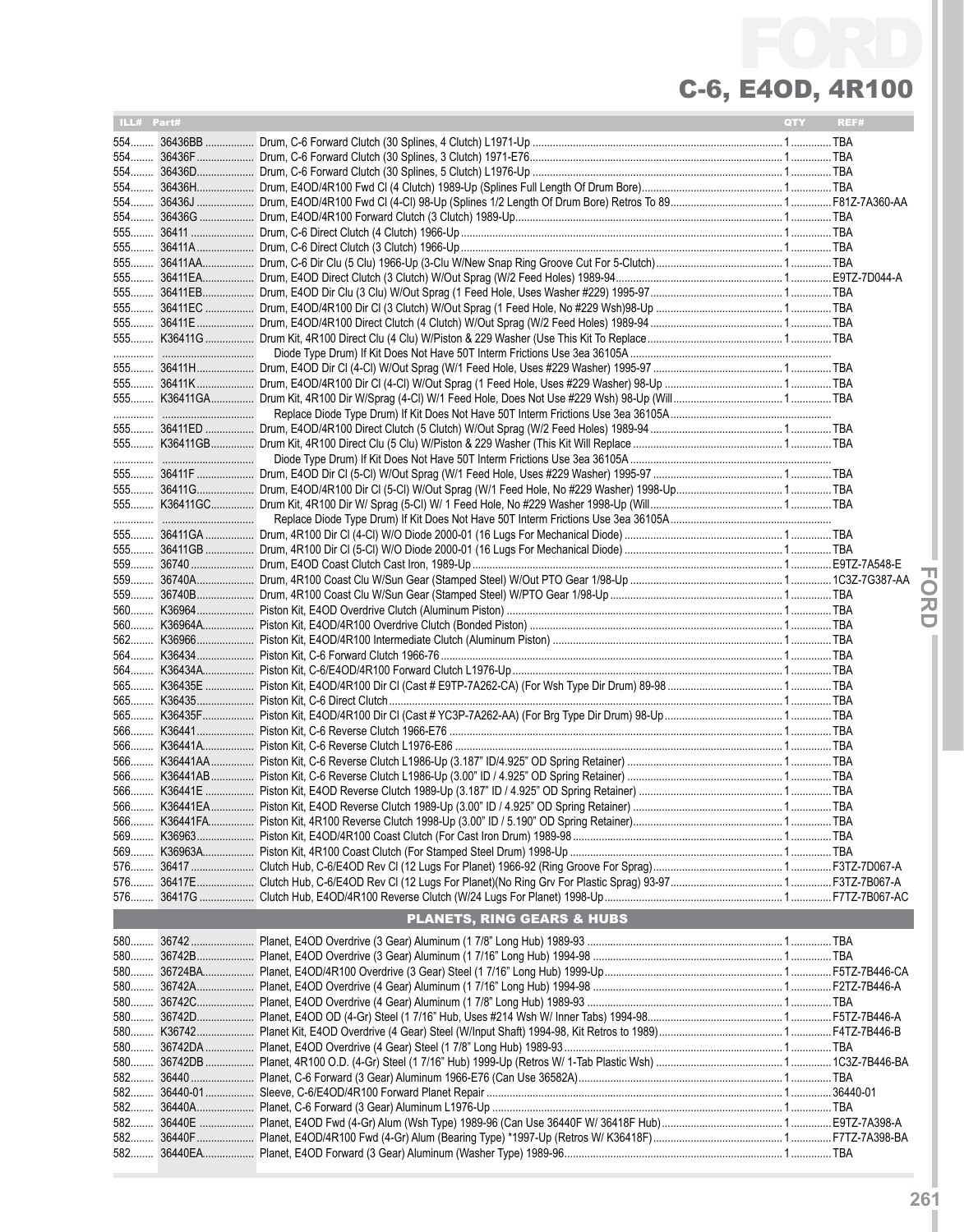# FORD

## C-6, E4OD, 4R100

| ILL# | Part# | | QTY | REF# |
|---|---|---|---|---|
| 554 | 36436BB | Drum, C-6 Forward Clutch (30 Splines, 4 Clutch) L1971-Up | 1 | TBA |
| 554 | 36436F | Drum, C-6 Forward Clutch (30 Splines, 3 Clutch) 1971-E76 | 1 | TBA |
| 554 | 36436D | Drum, C-6 Forward Clutch (30 Splines, 5 Clutch) L1976-Up | 1 | TBA |
| 554 | 36436H | Drum, E4OD/4R100 Fwd Cl (4 Clutch) 1989-Up (Splines Full Length Of Drum Bore) | 1 | TBA |
| 554 | 36436J | Drum, E4OD/4R100 Fwd Cl (4-Cl) 98-Up (Splines 1/2 Length Of Drum Bore) Retros To 89 | 1 | F81Z-7A360-AA |
| 554 | 36436G | Drum, E4OD/4R100 Forward Clutch (3 Clutch) 1989-Up | 1 | TBA |
| 555 | 36411 | Drum, C-6 Direct Clutch (4 Clutch) 1966-Up | 1 | TBA |
| 555 | 36411A | Drum, C-6 Direct Clutch (3 Clutch) 1966-Up | 1 | TBA |
| 555 | 36411AA | Drum, C-6 Dir Clu (5 Clu) 1966-Up (3-Clu W/New Snap Ring Groove Cut For 5-Clutch) | 1 | TBA |
| 555 | 36411EA | Drum, E4OD Direct Clutch (3 Clutch) W/Out Sprag (W/2 Feed Holes) 1989-94 | 1 | E9TZ-7D044-A |
| 555 | 36411EB | Drum, E4OD Dir Clu (3 Clu) W/Out Sprag (1 Feed Hole, Uses Washer #229) 1995-97 | 1 | TBA |
| 555 | 36411EC | Drum, E4OD/4R100 Dir Cl (3 Clutch) W/Out Sprag (1 Feed Hole, No #229 Wsh)98-Up | 1 | TBA |
| 555 | 36411E | Drum, E4OD/4R100 Direct Clutch (4 Clutch) W/Out Sprag (W/2 Feed Holes) 1989-94 | 1 | TBA |
| 555 | K36411G | Drum Kit, 4R100 Direct Clu (4 Clu) W/Piston & 229 Washer (Use This Kit To Replace | 1 | TBA |
| | | Diode Type Drum) If Kit Does Not Have 50T Interm Frictions Use 3ea 36105A | | |
| 555 | 36411H | Drum, E4OD Dir Cl (4-Cl) W/Out Sprag (W/1 Feed Hole, Uses #229 Washer) 1995-97 | 1 | TBA |
| 555 | 36411K | Drum, E4OD/4R100 Dir Cl (4-Cl) W/Out Sprag (1 Feed Hole, Uses #229 Washer) 98-Up | 1 | TBA |
| 555 | K36411GA | Drum Kit, 4R100 Dir W/Sprag (4-Cl) W/1 Feed Hole, Does Not Use #229 Wsh) 98-Up (Will | 1 | TBA |
| | | Replace Diode Type Drum) If Kit Does Not Have 50T Interm Frictions Use 3ea 36105A | | |
| 555 | 36411ED | Drum, E4OD/4R100 Direct Clutch (5 Clutch) W/Out Sprag (W/2 Feed Holes) 1989-94 | 1 | TBA |
| 555 | K36411GB | Drum Kit, 4R100 Direct Clu (5 Clu) W/Piston & 229 Washer (This Kit Will Replace | 1 | TBA |
| | | Diode Type Drum) If Kit Does Not Have 50T Interm Frictions Use 3ea 36105A | | |
| 555 | 36411F | Drum, E4OD Dir Cl (5-Cl) W/Out Sprag (W/1 Feed Hole, Uses #229 Washer) 1995-97 | 1 | TBA |
| 555 | 36411G | Drum, E4OD/4R100 Dir Cl (5-Cl) W/Out Sprag (W/1 Feed Hole, No #229 Washer) 1998-Up | 1 | TBA |
| 555 | K36411GC | Drum Kit, 4R100 Dir W/ Sprag (5-Cl) W/ 1 Feed Hole, No #229 Washer 1998-Up (Will | 1 | TBA |
| | | Replace Diode Type Drum) If Kit Does Not Have 50T Interm Frictions Use 3ea 36105A | | |
| 555 | 36411GA | Drum, 4R100 Dir Cl (4-Cl) W/O Diode 2000-01 (16 Lugs For Mechanical Diode) | 1 | TBA |
| 555 | 36411GB | Drum, 4R100 Dir Cl (5-Cl) W/O Diode 2000-01 (16 Lugs For Mechanical Diode) | 1 | TBA |
| 559 | 36740 | Drum, E4OD Coast Clutch Cast Iron, 1989-Up | 1 | E9TZ-7A548-E |
| 559 | 36740A | Drum, 4R100 Coast Clu W/Sun Gear (Stamped Steel) W/Out PTO Gear 1/98-Up | 1 | 1C3Z-7G387-AA |
| 559 | 36740B | Drum, 4R100 Coast Clu W/Sun Gear (Stamped Steel) W/PTO Gear 1/98-Up | 1 | TBA |
| 560 | K36964 | Piston Kit, E4OD Overdrive Clutch (Aluminum Piston) | 1 | TBA |
| 560 | K36964A | Piston Kit, E4OD/4R100 Overdrive Clutch (Bonded Piston) | 1 | TBA |
| 562 | K36966 | Piston Kit, E4OD/4R100 Intermediate Clutch (Aluminum Piston) | 1 | TBA |
| 564 | K36434 | Piston Kit, C-6 Forward Clutch 1966-76 | 1 | TBA |
| 564 | K36434A | Piston Kit, C-6/E4OD/4R100 Forward Clutch L1976-Up | 1 | TBA |
| 565 | K36435E | Piston Kit, E4OD/4R100 Dir Cl (Cast # E9TP-7A262-CA) (For Wsh Type Dir Drum) 89-98 | 1 | TBA |
| 565 | K36435 | Piston Kit, C-6 Direct Clutch | 1 | TBA |
| 565 | K36435F | Piston Kit, E4OD/4R100 Dir Cl (Cast # YC3P-7A262-AA) (For Brg Type Dir Drum) 98-Up | 1 | TBA |
| 566 | K36441 | Piston Kit, C-6 Reverse Clutch 1966-E76 | 1 | TBA |
| 566 | K36441A | Piston Kit, C-6 Reverse Clutch L1976-E86 | 1 | TBA |
| 566 | K36441AA | Piston Kit, C-6 Reverse Clutch L1986-Up (3.187" ID/4.925" OD Spring Retainer) | 1 | TBA |
| 566 | K36441AB | Piston Kit, C-6 Reverse Clutch L1986-Up (3.00" ID / 4.925" OD Spring Retainer) | 1 | TBA |
| 566 | K36441E | Piston Kit, E4OD Reverse Clutch 1989-Up (3.187" ID / 4.925" OD Spring Retainer) | 1 | TBA |
| 566 | K36441EA | Piston Kit, E4OD Reverse Clutch 1989-Up (3.00" ID / 4.925" OD Spring Retainer) | 1 | TBA |
| 566 | K36441FA | Piston Kit, 4R100 Reverse Clutch 1998-Up (3.00" ID / 5.190" OD Spring Retainer) | 1 | TBA |
| 569 | K36963 | Piston Kit, E4OD/4R100 Coast Clutch (For Cast Iron Drum) 1989-98 | 1 | TBA |
| 569 | K36963A | Piston Kit, 4R100 Coast Clutch (For Stamped Steel Drum) 1998-Up | 1 | TBA |
| 576 | 36417 | Clutch Hub, C-6/E4OD Rev Cl (12 Lugs For Planet) 1966-92 (Ring Groove For Sprag) | 1 | F3TZ-7D067-A |
| 576 | 36417E | Clutch Hub, C-6/E4OD Rev Cl (12 Lugs For Planet)(No Ring Grv For Plastic Sprag) 93-97 | 1 | F3TZ-7B067-A |
| 576 | 36417G | Clutch Hub, E4OD/4R100 Reverse Clutch (W/24 Lugs For Planet) 1998-Up | 1 | F7TZ-7B067-AC |

### PLANETS, RING GEARS & HUBS

| ILL# | Part# | | QTY | REF# |
|---|---|---|---|---|
| 580 | 36742 | Planet, E4OD Overdrive (3 Gear) Aluminum (1 7/8" Long Hub) 1989-93 | 1 | TBA |
| 580 | 36742B | Planet, E4OD Overdrive (3 Gear) Aluminum (1 7/16" Long Hub) 1994-98 | 1 | TBA |
| 580 | 36724BA | Planet, E4OD/4R100 Overdrive (3 Gear) Steel (1 7/16" Long Hub) 1999-Up | 1 | F5TZ-7B446-CA |
| 580 | 36742A | Planet, E4OD Overdrive (4 Gear) Aluminum (1 7/16" Long Hub) 1994-98 | 1 | F2TZ-7B446-A |
| 580 | 36742C | Planet, E4OD Overdrive (4 Gear) Aluminum (1 7/8" Long Hub) 1989-93 | 1 | TBA |
| 580 | 36742D | Planet, E4OD OD (4-Gr) Steel (1 7/16" Hub, Uses #214 Wsh W/ Inner Tabs) 1994-98 | 1 | F5TZ-7B446-A |
| 580 | K36742 | Planet Kit, E4OD Overdrive (4 Gear) Steel (W/Input Shaft) 1994-98, Kit Retros to 1989) | 1 | F4TZ-7B446-B |
| 580 | 36742DA | Planet, E4OD Overdrive (4 Gear) Steel (1 7/8" Long Hub) 1989-93 | 1 | TBA |
| 580 | 36742DB | Planet, 4R100 O.D. (4-Gr) Steel (1 7/16" Hub) 1999-Up (Retros W/ 1-Tab Plastic Wsh) | 1 | 1C3Z-7B446-BA |
| 582 | 36440 | Planet, C-6 Forward (3 Gear) Aluminum 1966-E76 (Can Use 36582A) | 1 | TBA |
| 582 | 36440-01 | Sleeve, C-6/E4OD/4R100 Forward Planet Repair | 1 | 36440-01 |
| 582 | 36440A | Planet, C-6 Forward (3 Gear) Aluminum L1976-Up | 1 | TBA |
| 582 | 36440E | Planet, E4OD Fwd (4-Gr) Alum (Wsh Type) 1989-96 (Can Use 36440F W/ 36418F Hub) | 1 | E9TZ-7A398-A |
| 582 | 36440F | Planet, E4OD/4R100 Fwd (4-Gr) Alum (Bearing Type) *1997-Up (Retros W/ 36418F) | 1 | F7TZ-7A398-BA |
| 582 | 36440EA | Planet, E4OD Forward (3 Gear) Aluminum (Washer Type) 1989-96 | 1 | TBA |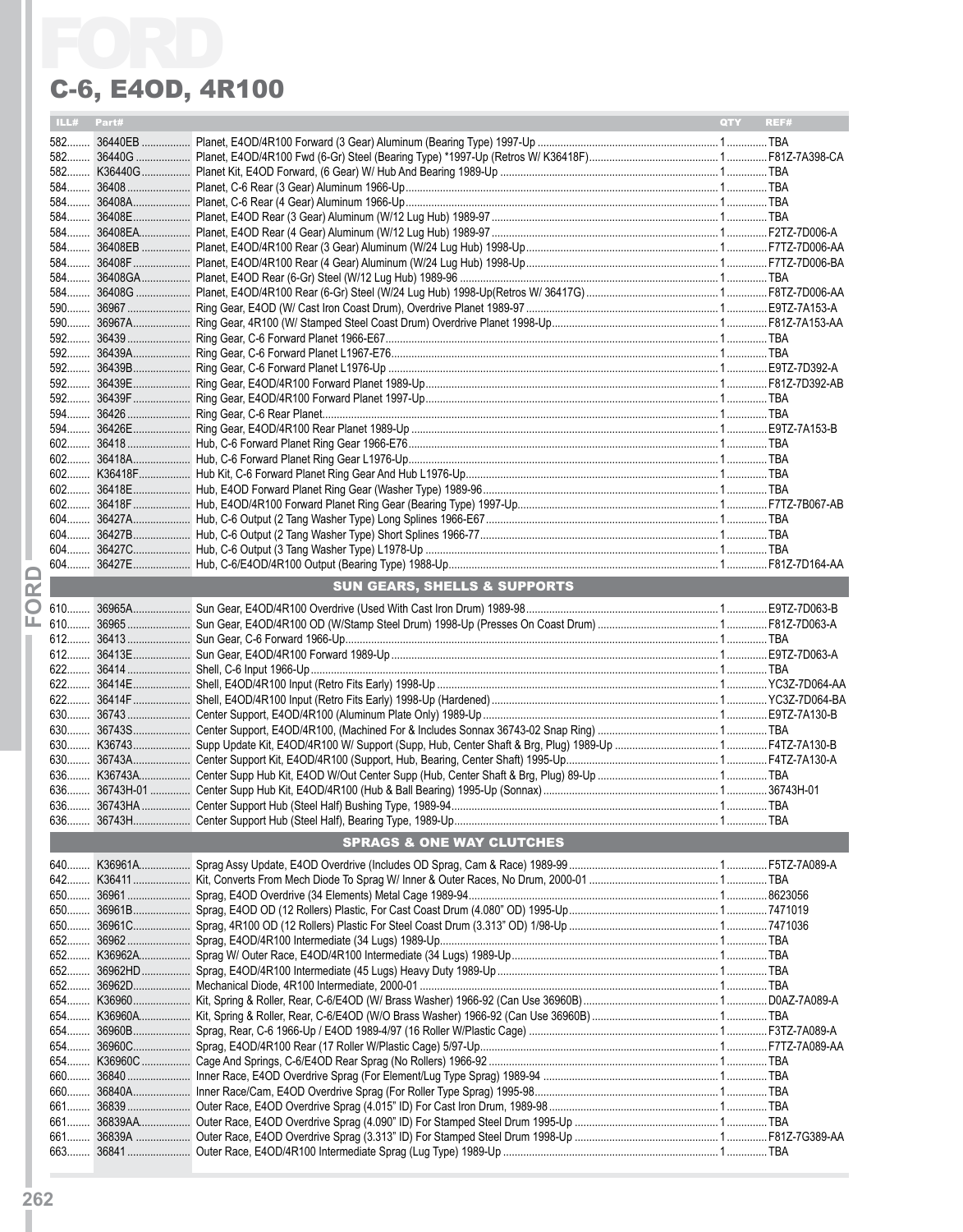# FORD

## C-6, E4OD, 4R100

| ILL# | Part# | | QTY | REF# |
|---|---|---|---|---|
| 582 | 36440EB | Planet, E4OD/4R100 Forward (3 Gear) Aluminum (Bearing Type) 1997-Up | 1 | TBA |
| 582 | 36440G | Planet, E4OD/4R100 Fwd (6-Gr) Steel (Bearing Type) *1997-Up (Retros W/ K36418F) | 1 | F81Z-7A398-CA |
| 582 | K36440G | Planet Kit, E4OD Forward, (6 Gear) W/ Hub And Bearing 1989-Up | 1 | TBA |
| 584 | 36408 | Planet, C-6 Rear (3 Gear) Aluminum 1966-Up | 1 | TBA |
| 584 | 36408A | Planet, C-6 Rear (4 Gear) Aluminum 1966-Up | 1 | TBA |
| 584 | 36408E | Planet, E4OD Rear (3 Gear) Aluminum (W/12 Lug Hub) 1989-97 | 1 | TBA |
| 584 | 36408EA | Planet, E4OD Rear (4 Gear) Aluminum (W/12 Lug Hub) 1989-97 | 1 | F2TZ-7D006-A |
| 584 | 36408EB | Planet, E4OD/4R100 Rear (3 Gear) Aluminum (W/24 Lug Hub) 1998-Up | 1 | F7TZ-7D006-AA |
| 584 | 36408F | Planet, E4OD/4R100 Rear (4 Gear) Aluminum (W/24 Lug Hub) 1998-Up | 1 | F7TZ-7D006-BA |
| 584 | 36408GA | Planet, E4OD Rear (6-Gr) Steel (W/12 Lug Hub) 1989-96 | 1 | TBA |
| 584 | 36408G | Planet, E4OD/4R100 Rear (6-Gr) Steel (W/24 Lug Hub) 1998-Up(Retros W/ 36417G) | 1 | F8TZ-7D006-AA |
| 590 | 36967 | Ring Gear, E4OD (W/ Cast Iron Coast Drum), Overdrive Planet 1989-97 | 1 | E9TZ-7A153-A |
| 590 | 36967A | Ring Gear, 4R100 (W/ Stamped Steel Coast Drum) Overdrive Planet 1998-Up | 1 | F81Z-7A153-AA |
| 592 | 36439 | Ring Gear, C-6 Forward Planet 1966-E67 | 1 | TBA |
| 592 | 36439A | Ring Gear, C-6 Forward Planet L1967-E76 | 1 | TBA |
| 592 | 36439B | Ring Gear, C-6 Forward Planet L1976-Up | 1 | E9TZ-7D392-A |
| 592 | 36439E | Ring Gear, E4OD/4R100 Forward Planet 1989-Up | 1 | F81Z-7D392-AB |
| 592 | 36439F | Ring Gear, E4OD/4R100 Forward Planet 1997-Up | 1 | TBA |
| 594 | 36426 | Ring Gear, C-6 Rear Planet | 1 | TBA |
| 594 | 36426E | Ring Gear, E4OD/4R100 Rear Planet 1989-Up | 1 | E9TZ-7A153-B |
| 602 | 36418 | Hub, C-6 Forward Planet Ring Gear 1966-E76 | 1 | TBA |
| 602 | 36418A | Hub, C-6 Forward Planet Ring Gear L1976-Up | 1 | TBA |
| 602 | K36418F | Hub Kit, C-6 Forward Planet Ring Gear And Hub L1976-Up | 1 | TBA |
| 602 | 36418E | Hub, E4OD Forward Planet Ring Gear (Washer Type) 1989-96 | 1 | TBA |
| 602 | 36418F | Hub, E4OD/4R100 Forward Planet Ring Gear (Bearing Type) 1997-Up | 1 | F7TZ-7B067-AB |
| 604 | 36427A | Hub, C-6 Output (2 Tang Washer Type) Long Splines 1966-E67 | 1 | TBA |
| 604 | 36427B | Hub, C-6 Output (2 Tang Washer Type) Short Splines 1966-77 | 1 | TBA |
| 604 | 36427C | Hub, C-6 Output (3 Tang Washer Type) L1978-Up | 1 | TBA |
| 604 | 36427E | Hub, C-6/E4OD/4R100 Output (Bearing Type) 1988-Up | 1 | F81Z-7D164-AA |
| | | **SUN GEARS, SHELLS & SUPPORTS** | | |
| 610 | 36965A | Sun Gear, E4OD/4R100 Overdrive (Used With Cast Iron Drum) 1989-98 | 1 | E9TZ-7D063-B |
| 610 | 36965 | Sun Gear, E4OD/4R100 OD (W/Stamp Steel Drum) 1998-Up (Presses On Coast Drum) | 1 | F81Z-7D063-A |
| 612 | 36413 | Sun Gear, C-6 Forward 1966-Up | 1 | TBA |
| 612 | 36413E | Sun Gear, E4OD/4R100 Forward 1989-Up | 1 | E9TZ-7D063-A |
| 622 | 36414 | Shell, C-6 Input 1966-Up | 1 | TBA |
| 622 | 36414E | Shell, E4OD/4R100 Input (Retro Fits Early) 1998-Up | 1 | YC3Z-7D064-AA |
| 622 | 36414F | Shell, E4OD/4R100 Input (Retro Fits Early) 1998-Up (Hardened) | 1 | YC3Z-7D064-BA |
| 630 | 36743 | Center Support, E4OD/4R100 (Aluminum Plate Only) 1989-Up | 1 | E9TZ-7A130-B |
| 630 | 36743S | Center Support, E4OD/4R100, (Machined For & Includes Sonnax 36743-02 Snap Ring) | 1 | TBA |
| 630 | K36743 | Supp Update Kit, E4OD/4R100 W/ Support (Supp, Hub, Center Shaft & Brg, Plug) 1989-Up | 1 | F4TZ-7A130-B |
| 630 | 36743A | Center Support Kit, E4OD/4R100 (Support, Hub, Bearing, Center Shaft) 1995-Up | 1 | F4TZ-7A130-A |
| 636 | K36743A | Center Supp Hub Kit, E4OD W/Out Center Supp (Hub, Center Shaft & Brg, Plug) 89-Up | 1 | TBA |
| 636 | 36743H-01 | Center Supp Hub Kit, E4OD/4R100 (Hub & Ball Bearing) 1995-Up (Sonnax) | 1 | 36743H-01 |
| 636 | 36743HA | Center Support Hub (Steel Half) Bushing Type, 1989-94 | 1 | TBA |
| 636 | 36743H | Center Support Hub (Steel Half), Bearing Type, 1989-Up | 1 | TBA |
| | | **SPRAGS & ONE WAY CLUTCHES** | | |
| 640 | K36961A | Sprag Assy Update, E4OD Overdrive (Includes OD Sprag, Cam & Race) 1989-99 | 1 | F5TZ-7A089-A |
| 642 | K36411 | Kit, Converts From Mech Diode To Sprag W/ Inner & Outer Races, No Drum, 2000-01 | 1 | TBA |
| 650 | 36961 | Sprag, E4OD Overdrive (34 Elements) Metal Cage 1989-94 | 1 | 8623056 |
| 650 | 36961B | Sprag, E4OD OD (12 Rollers) Plastic, For Cast Coast Drum (4.080" OD) 1995-Up | 1 | 7471019 |
| 650 | 36961C | Sprag, 4R100 OD (12 Rollers) Plastic For Steel Coast Drum (3.313" OD) 1/98-Up | 1 | 7471036 |
| 652 | 36962 | Sprag, E4OD/4R100 Intermediate (34 Lugs) 1989-Up | 1 | TBA |
| 652 | K36962A | Sprag W/ Outer Race, E4OD/4R100 Intermediate (34 Lugs) 1989-Up | 1 | TBA |
| 652 | 36962HD | Sprag, E4OD/4R100 Intermediate (45 Lugs) Heavy Duty 1989-Up | 1 | TBA |
| 652 | 36962D | Mechanical Diode, 4R100 Intermediate, 2000-01 | 1 | TBA |
| 654 | K36960 | Kit, Spring & Roller, Rear, C-6/E4OD (W/ Brass Washer) 1966-92 (Can Use 36960B) | 1 | D0AZ-7A089-A |
| 654 | K36960A | Kit, Spring & Roller, Rear, C-6/E4OD (W/O Brass Washer) 1966-92 (Can Use 36960B) | 1 | TBA |
| 654 | 36960B | Sprag, Rear, C-6 1966-Up / E4OD 1989-4/97 (16 Roller W/Plastic Cage) | 1 | F3TZ-7A089-A |
| 654 | 36960C | Sprag, E4OD/4R100 Rear (17 Roller W/Plastic Cage) 5/97-Up | 1 | F7TZ-7A089-AA |
| 654 | K36960C | Cage And Springs, C-6/E4OD Rear Sprag (No Rollers) 1966-92 | 1 | TBA |
| 660 | 36840 | Inner Race, E4OD Overdrive Sprag (For Element/Lug Type Sprag) 1989-94 | 1 | TBA |
| 660 | 36840A | Inner Race/Cam, E4OD Overdrive Sprag (For Roller Type Sprag) 1995-98 | 1 | TBA |
| 661 | 36839 | Outer Race, E4OD Overdrive Sprag (4.015" ID) For Cast Iron Drum, 1989-98 | 1 | TBA |
| 661 | 36839AA | Outer Race, E4OD Overdrive Sprag (4.090" ID) For Stamped Steel Drum 1995-Up | 1 | TBA |
| 661 | 36839A | Outer Race, E4OD Overdrive Sprag (3.313" ID) For Stamped Steel Drum 1998-Up | 1 | F81Z-7G389-AA |
| 663 | 36841 | Outer Race, E4OD/4R100 Intermediate Sprag (Lug Type) 1989-Up | 1 | TBA |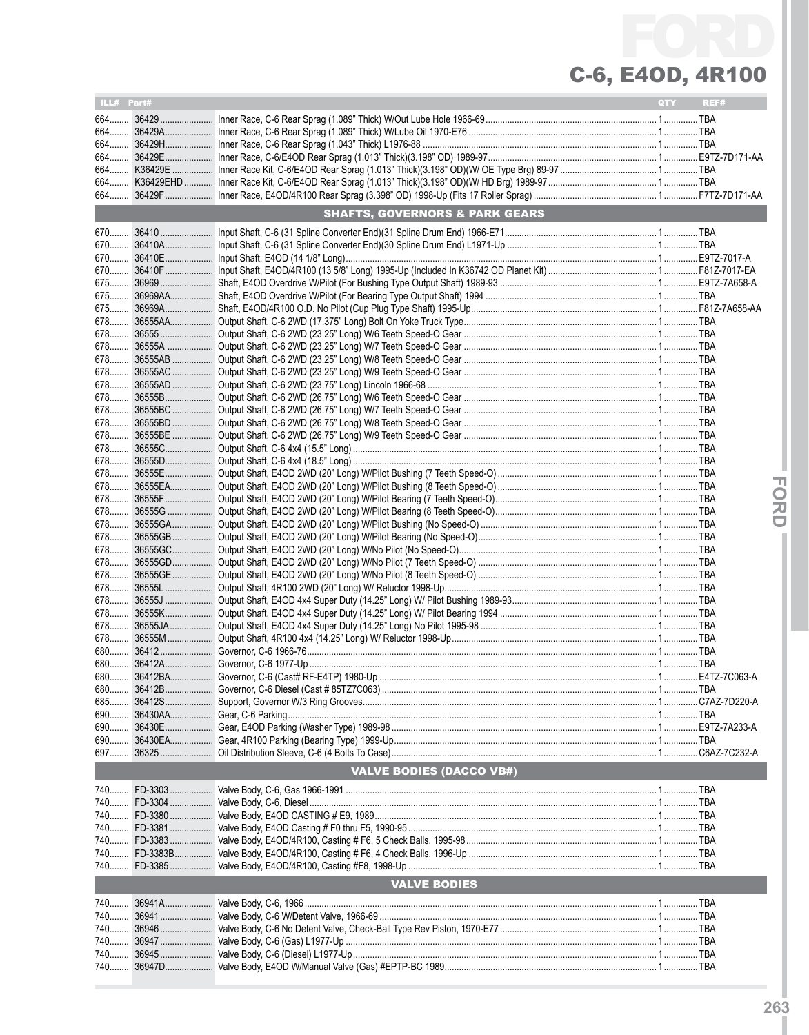# FORD

## C-6, E4OD, 4R100

| ILL# | Part# | | QTY | REF# |
|---|---|---|---|---|
| 664 | 36429 | Inner Race, C-6 Rear Sprag (1.089" Thick) W/Out Lube Hole 1966-69 | 1 | TBA |
| 664 | 36429A | Inner Race, C-6 Rear Sprag (1.089" Thick) W/Lube Oil 1970-E76 | 1 | TBA |
| 664 | 36429H | Inner Race, C-6 Rear Sprag (1.043" Thick) L1976-88 | 1 | TBA |
| 664 | 36429E | Inner Race, C-6/E4OD Rear Sprag (1.013" Thick)(3.198" OD) 1989-97 | 1 | E9TZ-7D171-AA |
| 664 | K36429E | Inner Race Kit, C-6/E4OD Rear Sprag (1.013" Thick)(3.198" OD)(W/ OE Type Brg) 89-97 | 1 | TBA |
| 664 | K36429EHD | Inner Race Kit, C-6/E4OD Rear Sprag (1.013" Thick)(3.198" OD)(W/ HD Brg) 1989-97 | 1 | TBA |
| 664 | 36429F | Inner Race, E4OD/4R100 Rear Sprag (3.398" OD) 1998-Up (Fits 17 Roller Sprag) | 1 | F7TZ-7D171-AA |
| | | **SHAFTS, GOVERNORS & PARK GEARS** | | |
| 670 | 36410 | Input Shaft, C-6 (31 Spline Converter End)(31 Spline Drum End) 1966-E71 | 1 | TBA |
| 670 | 36410A | Input Shaft, C-6 (31 Spline Converter End)(30 Spline Drum End) L1971-Up | 1 | TBA |
| 670 | 36410E | Input Shaft, E4OD (14 1/8" Long) | 1 | E9TZ-7017-A |
| 670 | 36410F | Input Shaft, E4OD/4R100 (13 5/8" Long) 1995-Up (Included In K36742 OD Planet Kit) | 1 | F81Z-7017-EA |
| 675 | 36969 | Shaft, E4OD Overdrive W/Pilot (For Bushing Type Output Shaft) 1989-93 | 1 | E9TZ-7A658-A |
| 675 | 36969AA | Shaft, E4OD Overdrive W/Pilot (For Bearing Type Output Shaft) 1994 | 1 | TBA |
| 675 | 36969A | Shaft, E4OD/4R100 O.D. No Pilot (Cup Plug Type Shaft) 1995-Up | 1 | F81Z-7A658-AA |
| 678 | 36555AA | Output Shaft, C-6 2WD (17.375" Long) Bolt On Yoke Truck Type | 1 | TBA |
| 678 | 36555 | Output Shaft, C-6 2WD (23.25" Long) W/6 Teeth Speed-O Gear | 1 | TBA |
| 678 | 36555A | Output Shaft, C-6 2WD (23.25" Long) W/7 Teeth Speed-O Gear | 1 | TBA |
| 678 | 36555AB | Output Shaft, C-6 2WD (23.25" Long) W/8 Teeth Speed-O Gear | 1 | TBA |
| 678 | 36555AC | Output Shaft, C-6 2WD (23.25" Long) W/9 Teeth Speed-O Gear | 1 | TBA |
| 678 | 36555AD | Output Shaft, C-6 2WD (23.75" Long) Lincoln 1966-68 | 1 | TBA |
| 678 | 36555B | Output Shaft, C-6 2WD (26.75" Long) W/6 Teeth Speed-O Gear | 1 | TBA |
| 678 | 36555BC | Output Shaft, C-6 2WD (26.75" Long) W/7 Teeth Speed-O Gear | 1 | TBA |
| 678 | 36555BD | Output Shaft, C-6 2WD (26.75" Long) W/8 Teeth Speed-O Gear | 1 | TBA |
| 678 | 36555BE | Output Shaft, C-6 2WD (26.75" Long) W/9 Teeth Speed-O Gear | 1 | TBA |
| 678 | 36555C | Output Shaft, C-6 4x4 (15.5" Long) | 1 | TBA |
| 678 | 36555D | Output Shaft, C-6 4x4 (18.5" Long) | 1 | TBA |
| 678 | 36555E | Output Shaft, E4OD 2WD (20" Long) W/Pilot Bushing (7 Teeth Speed-O) | 1 | TBA |
| 678 | 36555EA | Output Shaft, E4OD 2WD (20" Long) W/Pilot Bushing (8 Teeth Speed-O) | 1 | TBA |
| 678 | 36555F | Output Shaft, E4OD 2WD (20" Long) W/Pilot Bearing (7 Teeth Speed-O) | 1 | TBA |
| 678 | 36555G | Output Shaft, E4OD 2WD (20" Long) W/Pilot Bearing (8 Teeth Speed-O) | 1 | TBA |
| 678 | 36555GA | Output Shaft, E4OD 2WD (20" Long) W/Pilot Bushing (No Speed-O) | 1 | TBA |
| 678 | 36555GB | Output Shaft, E4OD 2WD (20" Long) W/Pilot Bearing (No Speed-O) | 1 | TBA |
| 678 | 36555GC | Output Shaft, E4OD 2WD (20" Long) W/No Pilot (No Speed-O) | 1 | TBA |
| 678 | 36555GD | Output Shaft, E4OD 2WD (20" Long) W/No Pilot (7 Teeth Speed-O) | 1 | TBA |
| 678 | 36555GE | Output Shaft, E4OD 2WD (20" Long) W/No Pilot (8 Teeth Speed-O) | 1 | TBA |
| 678 | 36555L | Output Shaft, 4R100 2WD (20" Long) W/ Reluctor 1998-Up | 1 | TBA |
| 678 | 36555J | Output Shaft, E4OD 4x4 Super Duty (14.25" Long) W/ Pilot Bushing 1989-93 | 1 | TBA |
| 678 | 36555K | Output Shaft, E4OD 4x4 Super Duty (14.25" Long) W/ Pilot Bearing 1994 | 1 | TBA |
| 678 | 36555JA | Output Shaft, E4OD 4x4 Super Duty (14.25" Long) No Pilot 1995-98 | 1 | TBA |
| 678 | 36555M | Output Shaft, 4R100 4x4 (14.25" Long) W/ Reluctor 1998-Up | 1 | TBA |
| 680 | 36412 | Governor, C-6 1966-76 | 1 | TBA |
| 680 | 36412A | Governor, C-6 1977-Up | 1 | TBA |
| 680 | 36412BA | Governor, C-6 (Cast# RF-E4TP) 1980-Up | 1 | E4TZ-7C063-A |
| 680 | 36412B | Governor, C-6 Diesel (Cast # 85TZ7C063) | 1 | TBA |
| 685 | 36412S | Support, Governor W/3 Ring Grooves | 1 | C7AZ-7D220-A |
| 690 | 36430AA | Gear, C-6 Parking | 1 | TBA |
| 690 | 36430E | Gear, E4OD Parking (Washer Type) 1989-98 | 1 | E9TZ-7A233-A |
| 690 | 36430EA | Gear, 4R100 Parking (Bearing Type) 1999-Up | 1 | TBA |
| 697 | 36325 | Oil Distribution Sleeve, C-6 (4 Bolts To Case) | 1 | C6AZ-7C232-A |
| | | **VALVE BODIES (DACCO VB#)** | | |
| 740 | FD-3303 | Valve Body, C-6, Gas 1966-1991 | 1 | TBA |
| 740 | FD-3304 | Valve Body, C-6, Diesel | 1 | TBA |
| 740 | FD-3380 | Valve Body, E4OD CASTING # E9, 1989 | 1 | TBA |
| 740 | FD-3381 | Valve Body, E4OD Casting # F0 thru F5, 1990-95 | 1 | TBA |
| 740 | FD-3383 | Valve Body, E4OD/4R100, Casting # F6, 5 Check Balls, 1995-98 | 1 | TBA |
| 740 | FD-3383B | Valve Body, E4OD/4R100, Casting # F6, 4 Check Balls, 1996-Up | 1 | TBA |
| 740 | FD-3385 | Valve Body, E4OD/4R100, Casting #F8, 1998-Up | 1 | TBA |
| | | **VALVE BODIES** | | |
| 740 | 36941A | Valve Body, C-6, 1966 | 1 | TBA |
| 740 | 36941 | Valve Body, C-6 W/Detent Valve, 1966-69 | 1 | TBA |
| 740 | 36946 | Valve Body, C-6 No Detent Valve, Check-Ball Type Rev Piston, 1970-E77 | 1 | TBA |
| 740 | 36947 | Valve Body, C-6 (Gas) L1977-Up | 1 | TBA |
| 740 | 36945 | Valve Body, C-6 (Diesel) L1977-Up | 1 | TBA |
| 740 | 36947D | Valve Body, E4OD W/Manual Valve (Gas) #EPTP-BC 1989 | 1 | TBA |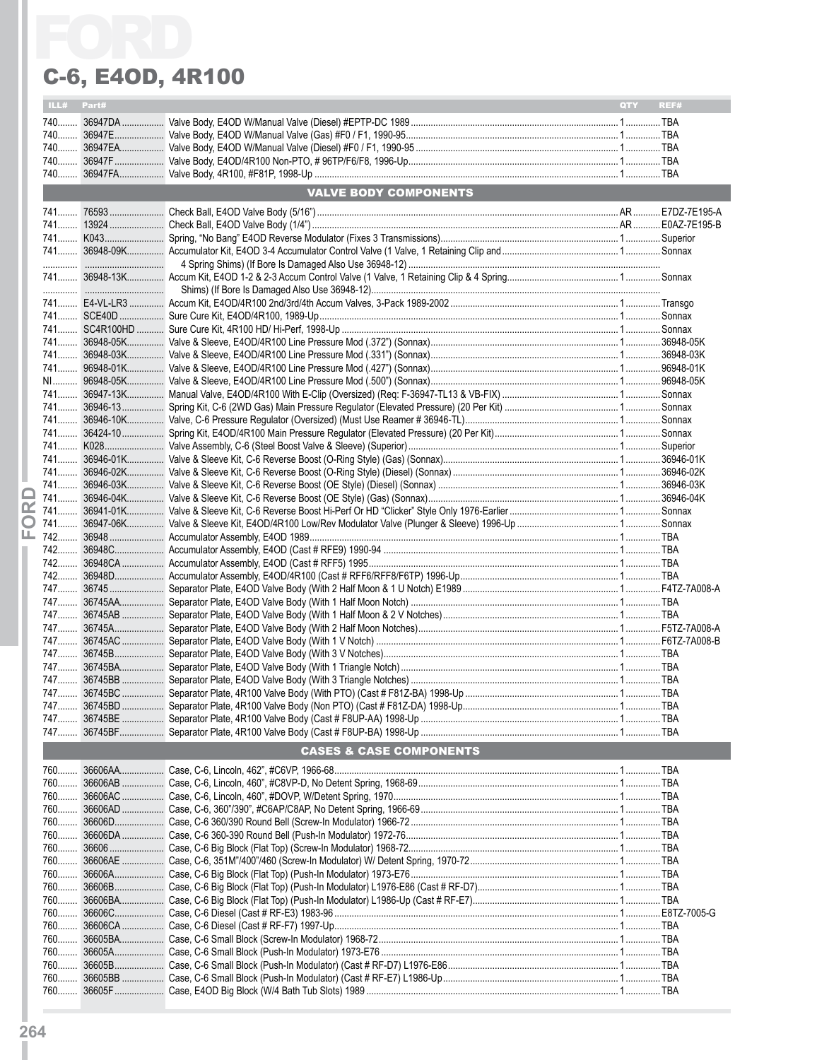# FORD

## C-6, E4OD, 4R100

| ILL# | Part# | | QTY | REF# |
|---|---|---|---|---|
| 740 | 36947DA | Valve Body, E4OD W/Manual Valve (Diesel) #EPTP-DC 1989 | 1 | TBA |
| 740 | 36947E | Valve Body, E4OD W/Manual Valve (Gas) #F0 / F1, 1990-95 | 1 | TBA |
| 740 | 36947EA | Valve Body, E4OD W/Manual Valve (Diesel) #F0 / F1, 1990-95 | 1 | TBA |
| 740 | 36947F | Valve Body, E4OD/4R100 Non-PTO, # 96TP/F6/F8, 1996-Up | 1 | TBA |
| 740 | 36947FA | Valve Body, 4R100, #F81P, 1998-Up | 1 | TBA |
| | | **VALVE BODY COMPONENTS** | | |
| 741 | 76593 | Check Ball, E4OD Valve Body (5/16") | AR | E7DZ-7E195-A |
| 741 | 13924 | Check Ball, E4OD Valve Body (1/4") | AR | E0AZ-7E195-B |
| 741 | K043 | Spring, "No Bang" E4OD Reverse Modulator (Fixes 3 Transmissions) | 1 | Superior |
| 741 | 36948-09K | Accumulator Kit, E4OD 3-4 Accumulator Control Valve (1 Valve, 1 Retaining Clip and 4 Spring Shims) (If Bore Is Damaged Also Use 36948-12) | 1 | Sonnax |
| 741 | 36948-13K | Accum Kit, E4OD 1-2 & 2-3 Accum Control Valve (1 Valve, 1 Retaining Clip & 4 Spring Shims) (If Bore Is Damaged Also Use 36948-12) | 1 | Sonnax |
| 741 | E4-VL-LR3 | Accum Kit, E4OD/4R100 2nd/3rd/4th Accum Valves, 3-Pack 1989-2002 | 1 | Transgo |
| 741 | SCE40D | Sure Cure Kit, E4OD/4R100, 1989-Up | 1 | Sonnax |
| 741 | SC4R100HD | Sure Cure Kit, 4R100 HD/ Hi-Perf, 1998-Up | 1 | Sonnax |
| 741 | 36948-05K | Valve & Sleeve, E4OD/4R100 Line Pressure Mod (.372") (Sonnax) | 1 | 36948-05K |
| 741 | 36948-03K | Valve & Sleeve, E4OD/4R100 Line Pressure Mod (.331") (Sonnax) | 1 | 36948-03K |
| 741 | 96948-01K | Valve & Sleeve, E4OD/4R100 Line Pressure Mod (.427") (Sonnax) | 1 | 96948-01K |
| NI | 96948-05K | Valve & Sleeve, E4OD/4R100 Line Pressure Mod (.500") (Sonnax) | 1 | 96948-05K |
| 741 | 36947-13K | Manual Valve, E4OD/4R100 With E-Clip (Oversized) (Req: F-36947-TL13 & VB-FIX) | 1 | Sonnax |
| 741 | 36946-13 | Spring Kit, C-6 (2WD Gas) Main Pressure Regulator (Elevated Pressure) (20 Per Kit) | 1 | Sonnax |
| 741 | 36946-10K | Valve, C-6 Pressure Regulator (Oversized) (Must Use Reamer # 36946-TL) | 1 | Sonnax |
| 741 | 36424-10 | Spring Kit, E4OD/4R100 Main Pressure Regulator (Elevated Pressure) (20 Per Kit) | 1 | Sonnax |
| 741 | K028 | Valve Assembly, C-6 (Steel Boost Valve & Sleeve) (Superior) | 1 | Superior |
| 741 | 36946-01K | Valve & Sleeve Kit, C-6 Reverse Boost (O-Ring Style) (Gas) (Sonnax) | 1 | 36946-01K |
| 741 | 36946-02K | Valve & Sleeve Kit, C-6 Reverse Boost (O-Ring Style) (Diesel) (Sonnax) | 1 | 36946-02K |
| 741 | 36946-03K | Valve & Sleeve Kit, C-6 Reverse Boost (OE Style) (Diesel) (Sonnax) | 1 | 36946-03K |
| 741 | 36946-04K | Valve & Sleeve Kit, C-6 Reverse Boost (OE Style) (Gas) (Sonnax) | 1 | 36946-04K |
| 741 | 36941-01K | Valve & Sleeve Kit, C-6 Reverse Boost Hi-Perf Or HD "Clicker" Style Only 1976-Earlier | 1 | Sonnax |
| 741 | 36947-06K | Valve & Sleeve Kit, E4OD/4R100 Low/Rev Modulator Valve (Plunger & Sleeve) 1996-Up | 1 | Sonnax |
| 742 | 36948 | Accumulator Assembly, E4OD 1989 | 1 | TBA |
| 742 | 36948C | Accumulator Assembly, E4OD (Cast # RFE9) 1990-94 | 1 | TBA |
| 742 | 36948CA | Accumulator Assembly, E4OD (Cast # RFF5) 1995 | 1 | TBA |
| 742 | 36948D | Accumulator Assembly, E4OD/4R100 (Cast # RFF6/RFF8/F6TP) 1996-Up | 1 | TBA |
| 747 | 36745 | Separator Plate, E4OD Valve Body (With 2 Half Moon & 1 U Notch) E1989 | 1 | F4TZ-7A008-A |
| 747 | 36745AA | Separator Plate, E4OD Valve Body (With 1 Half Moon Notch) | 1 | TBA |
| 747 | 36745AB | Separator Plate, E4OD Valve Body (With 1 Half Moon & 2 V Notches) | 1 | TBA |
| 747 | 36745A | Separator Plate, E4OD Valve Body (With 2 Half Moon Notches) | 1 | F5TZ-7A008-A |
| 747 | 36745AC | Separator Plate, E4OD Valve Body (With 1 V Notch) | 1 | F6TZ-7A008-B |
| 747 | 36745B | Separator Plate, E4OD Valve Body (With 3 V Notches) | 1 | TBA |
| 747 | 36745BA | Separator Plate, E4OD Valve Body (With 1 Triangle Notch) | 1 | TBA |
| 747 | 36745BB | Separator Plate, E4OD Valve Body (With 3 Triangle Notches) | 1 | TBA |
| 747 | 36745BC | Separator Plate, 4R100 Valve Body (With PTO) (Cast # F81Z-BA) 1998-Up | 1 | TBA |
| 747 | 36745BD | Separator Plate, 4R100 Valve Body (Non PTO) (Cast # F81Z-DA) 1998-Up | 1 | TBA |
| 747 | 36745BE | Separator Plate, 4R100 Valve Body (Cast # F8UP-AA) 1998-Up | 1 | TBA |
| 747 | 36745BF | Separator Plate, 4R100 Valve Body (Cast # F8UP-BA) 1998-Up | 1 | TBA |
| | | **CASES & CASE COMPONENTS** | | |
| 760 | 36606AA | Case, C-6, Lincoln, 462", #C6VP, 1966-68 | 1 | TBA |
| 760 | 36606AB | Case, C-6, Lincoln, 460", #C8VP-D, No Detent Spring, 1968-69 | 1 | TBA |
| 760 | 36606AC | Case, C-6, Lincoln, 460", #DOVP, W/Detent Spring, 1970 | 1 | TBA |
| 760 | 36606AD | Case, C-6, 360"/390", #C6AP/C8AP, No Detent Spring, 1966-69 | 1 | TBA |
| 760 | 36606D | Case, C-6 360/390 Round Bell (Screw-In Modulator) 1966-72 | 1 | TBA |
| 760 | 36606DA | Case, C-6 360-390 Round Bell (Push-In Modulator) 1972-76 | 1 | TBA |
| 760 | 36606 | Case, C-6 Big Block (Flat Top) (Screw-In Modulator) 1968-72 | 1 | TBA |
| 760 | 36606AE | Case, C-6, 351M"/400"/460 (Screw-In Modulator) W/ Detent Spring, 1970-72 | 1 | TBA |
| 760 | 36606A | Case, C-6 Big Block (Flat Top) (Push-In Modulator) 1973-E76 | 1 | TBA |
| 760 | 36606B | Case, C-6 Big Block (Flat Top) (Push-In Modulator) L1976-E86 (Cast # RF-D7) | 1 | TBA |
| 760 | 36606BA | Case, C-6 Big Block (Flat Top) (Push-In Modulator) L1986-Up (Cast # RF-E7) | 1 | TBA |
| 760 | 36606C | Case, C-6 Diesel (Cast # RF-E3) 1983-96 | 1 | E8TZ-7005-G |
| 760 | 36606CA | Case, C-6 Diesel (Cast # RF-F7) 1997-Up | 1 | TBA |
| 760 | 36605BA | Case, C-6 Small Block (Screw-In Modulator) 1968-72 | 1 | TBA |
| 760 | 36605A | Case, C-6 Small Block (Push-In Modulator) 1973-E76 | 1 | TBA |
| 760 | 36605B | Case, C-6 Small Block (Push-In Modulator) (Cast # RF-D7) L1976-E86 | 1 | TBA |
| 760 | 36605BB | Case, C-6 Small Block (Push-In Modulator) (Cast # RF-E7) L1986-Up | 1 | TBA |
| 760 | 36605F | Case, E4OD Big Block (W/4 Bath Tub Slots) 1989 | 1 | TBA |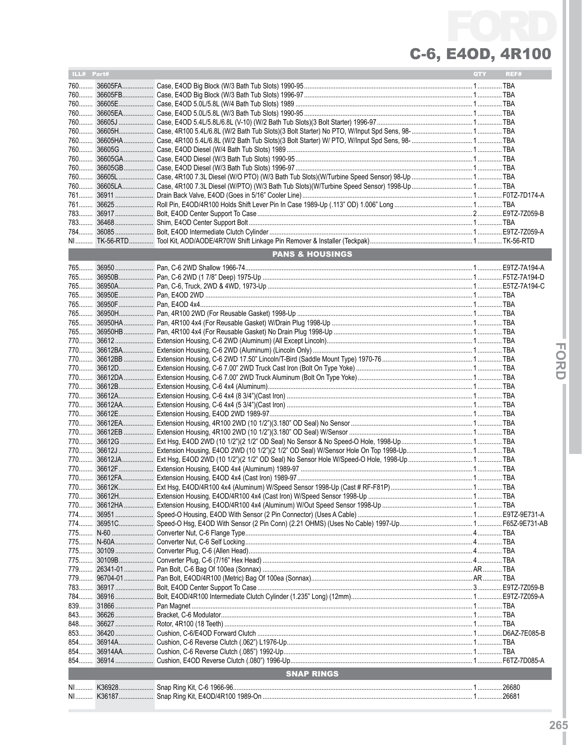# FORD
## C-6, E4OD, 4R100

| ILL# | Part# | | QTY | REF# |
|---|---|---|---|---|
| 760 | 36605FA | Case, E4OD Big Block (W/3 Bath Tub Slots) 1990-95 | 1 | TBA |
| 760 | 36605FB | Case, E4OD Big Block (W/3 Bath Tub Slots) 1996-97 | 1 | TBA |
| 760 | 36605E | Case, E4OD 5.0L/5.8L (W/4 Bath Tub Slots) 1989 | 1 | TBA |
| 760 | 36605EA | Case, E4OD 5.0L/5.8L (W/3 Bath Tub Slots) 1990-95 | 1 | TBA |
| 760 | 36605J | Case, E4OD 5.4L/5.8L/6.8L (V-10) (W/2 Bath Tub Slots)(3 Bolt Starter) 1996-97 | 1 | TBA |
| 760 | 36605H | Case, 4R100 5.4L/6.8L (W/2 Bath Tub Slots)(3 Bolt Starter) No PTO, W/Input Spd Sens, 98- | 1 | TBA |
| 760 | 36605HA | Case, 4R100 5.4L/6.8L (W/2 Bath Tub Slots)(3 Bolt Starter) W/ PTO, W/Input Spd Sens, 98- | 1 | TBA |
| 760 | 36605G | Case, E4OD Diesel (W/4 Bath Tub Slots) 1989 | 1 | TBA |
| 760 | 36605GA | Case, E4OD Diesel (W/3 Bath Tub Slots) 1990-95 | 1 | TBA |
| 760 | 36605GB | Case, E4OD Diesel (W/3 Bath Tub Slots) 1996-97 | 1 | TBA |
| 760 | 36605L | Case, 4R100 7.3L Diesel (W/O PTO) (W/3 Bath Tub Slots)(W/Turbine Speed Sensor) 98-Up | 1 | TBA |
| 760 | 36605LA | Case, 4R100 7.3L Diesel (W/PTO) (W/3 Bath Tub Slots)(W/Turbine Speed Sensor) 1998-Up | 1 | TBA |
| 761 | 36911 | Drain Back Valve, E4OD (Goes in 5/16" Cooler Line) | 1 | F0TZ-7D174-A |
| 761 | 36625 | Roll Pin, E4OD/4R100 Holds Shift Lever Pin In Case 1989-Up (.113" OD) 1.006" Long | 1 | TBA |
| 783 | 36917 | Bolt, E4OD Center Support To Case | 2 | E9TZ-7Z059-B |
| 783 | 36468 | Shim, E4OD Center Support Bolt | 1 | TBA |
| 784 | 36085 | Bolt, E4OD Intermediate Clutch Cylinder | 1 | E9TZ-7Z059-A |
| NI | TK-56-RTD | Tool Kit, AOD/AODE/4R70W Shift Linkage Pin Remover & Installer (Teckpak) | 1 | TK-56-RTD |

### PANS & HOUSINGS

| ILL# | Part# | | QTY | REF# |
|---|---|---|---|---|
| 765 | 36950 | Pan, C-6 2WD Shallow 1966-74 | 1 | E9TZ-7A194-A |
| 765 | 36950B | Pan, C-6 2WD (1 7/8" Deep) 1975-Up | 1 | F5TZ-7A194-D |
| 765 | 36950A | Pan, C-6, Truck, 2WD & 4WD, 1973-Up | 1 | E5TZ-7A194-C |
| 765 | 36950E | Pan, E4OD 2WD | 1 | TBA |
| 765 | 36950F | Pan, E4OD 4x4 | 1 | TBA |
| 765 | 36950H | Pan, 4R100 2WD (For Reusable Gasket) 1998-Up | 1 | TBA |
| 765 | 36950HA | Pan, 4R100 4x4 (For Reusable Gasket) W/Drain Plug 1998-Up | 1 | TBA |
| 765 | 36950HB | Pan, 4R100 4x4 (For Reusable Gasket) No Drain Plug 1998-Up | 1 | TBA |
| 770 | 36612 | Extension Housing, C-6 2WD (Aluminum) (All Except Lincoln) | 1 | TBA |
| 770 | 36612BA | Extension Housing, C-6 2WD (Aluminum) (Lincoln Only) | 1 | TBA |
| 770 | 36612BB | Extension Housing, C-6 2WD 17.50" Lincoln/T-Bird (Saddle Mount Type) 1970-76 | 1 | TBA |
| 770 | 36612D | Extension Housing, C-6 7.00" 2WD Truck Cast Iron (Bolt On Type Yoke) | 1 | TBA |
| 770 | 36612DA | Extension Housing, C-6 7.00" 2WD Truck Aluminum (Bolt On Type Yoke) | 1 | TBA |
| 770 | 36612B | Extension Housing, C-6 4x4 (Aluminum) | 1 | TBA |
| 770 | 36612A | Extension Housing, C-6 4x4 (8 3/4")(Cast Iron) | 1 | TBA |
| 770 | 36612AA | Extension Housing, C-6 4x4 (5 3/4")(Cast Iron) | 1 | TBA |
| 770 | 36612E | Extension Housing, E4OD 2WD 1989-97 | 1 | TBA |
| 770 | 36612EA | Extension Housing, 4R100 2WD (10 1/2")(3.180" OD Seal) No Sensor | 1 | TBA |
| 770 | 36612EB | Extension Housing, 4R100 2WD (10 1/2")(3.180" OD Seal) W/Sensor | 1 | TBA |
| 770 | 36612G | Ext Hsg, E4OD 2WD (10 1/2")(2 1/2" OD Seal) No Sensor & No Speed-O Hole, 1998-Up | 1 | TBA |
| 770 | 36612J | Extension Housing, E4OD 2WD (10 1/2")(2 1/2" OD Seal) W/Sensor Hole On Top 1998-Up | 1 | TBA |
| 770 | 36612JA | Ext Hsg, E4OD 2WD (10 1/2")(2 1/2" OD Seal) No Sensor Hole W/Speed-O Hole, 1998-Up | 1 | TBA |
| 770 | 36612F | Extension Housing, E4OD 4x4 (Aluminum) 1989-97 | 1 | TBA |
| 770 | 36612FA | Extension Housing, E4OD 4x4 (Cast Iron) 1989-97 | 1 | TBA |
| 770 | 36612K | Ext Hsg, E4OD/4R100 4x4 (Aluminum) W/Speed Sensor 1998-Up (Cast # RF-F81P) | 1 | TBA |
| 770 | 36612H | Extension Housing, E4OD/4R100 4x4 (Cast Iron) W/Speed Sensor 1998-Up | 1 | TBA |
| 770 | 36612HA | Extension Housing, E4OD/4R100 4x4 (Aluminum) W/Out Speed Sensor 1998-Up | 1 | TBA |
| 774 | 36951 | Speed-O Housing, E4OD With Sensor (2 Pin Connector) (Uses A Cable) | 1 | E9TZ-9E731-A |
| 774 | 36951C | Speed-O Hsg, E4OD With Sensor (2 Pin Conn) (2.21 OHMS) (Uses No Cable) 1997-Up | 1 | F65Z-9E731-AB |
| 775 | N-60 | Converter Nut, C-6 Flange Type | 4 | TBA |
| 775 | N-60A | Converter Nut, C-6 Self Locking | 4 | TBA |
| 775 | 30109 | Converter Plug, C-6 (Allen Head) | 4 | TBA |
| 775 | 30109B | Converter Plug, C-6 (7/16" Hex Head) | 4 | TBA |
| 779 | 26341-01 | Pan Bolt, C-6 Bag Of 100ea (Sonnax) | AR | TBA |
| 779 | 96704-01 | Pan Bolt, E4OD/4R100 (Metric) Bag Of 100ea (Sonnax) | AR | TBA |
| 783 | 36917 | Bolt, E4OD Center Support To Case | 3 | E9TZ-7Z059-B |
| 784 | 36916 | Bolt, E4OD/4R100 Intermediate Clutch Cylinder (1.235" Long) (12mm) | 1 | E9TZ-7Z059-A |
| 839 | 31866 | Pan Magnet | 1 | TBA |
| 843 | 36626 | Bracket, C-6 Modulator | 1 | TBA |
| 848 | 36627 | Rotor, 4R100 (18 Teeth) | 1 | TBA |
| 853 | 36420 | Cushion, C-6/E4OD Forward Clutch | 1 | D6AZ-7E085-B |
| 854 | 36914A | Cushion, C-6 Reverse Clutch (.062") L1976-Up | 1 | TBA |
| 854 | 36914AA | Cushion, C-6 Reverse Clutch (.085") 1992-Up | 1 | TBA |
| 854 | 36914 | Cushion, E4OD Reverse Clutch (.080") 1996-Up | 1 | F6TZ-7D085-A |

### SNAP RINGS

| ILL# | Part# | | QTY | REF# |
|---|---|---|---|---|
| NI | K36928 | Snap Ring Kit, C-6 1966-96 | 1 | 26680 |
| NI | K36187 | Snap Ring Kit, E4OD/4R100 1989-On | 1 | 26681 |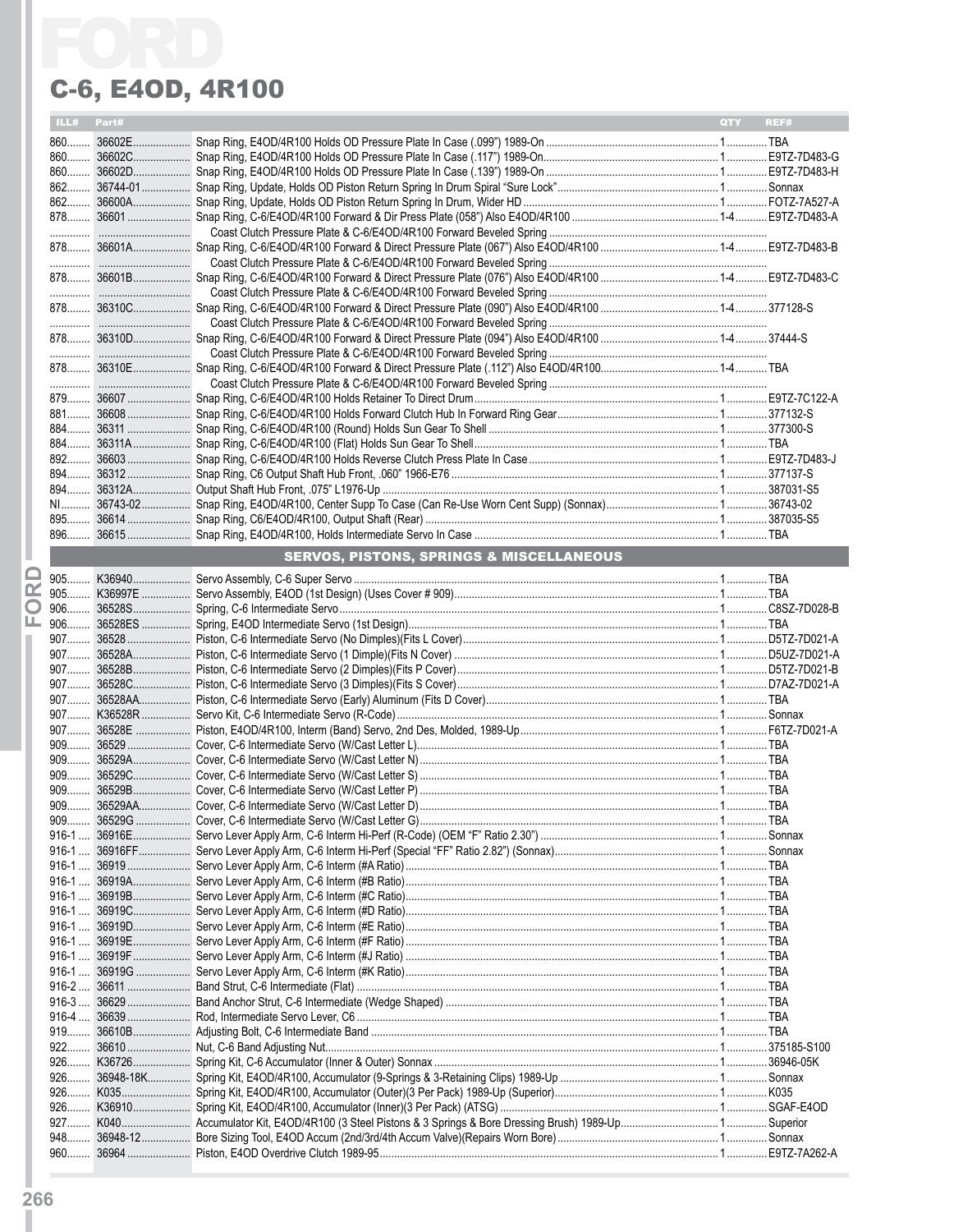# FORD

## C-6, E4OD, 4R100

| ILL# | Part# | | QTY | REF# |
|---|---|---|---|---|
| 860 | 36602E | Snap Ring, E4OD/4R100 Holds OD Pressure Plate In Case (.099") 1989-On | 1 | TBA |
| 860 | 36602C | Snap Ring, E4OD/4R100 Holds OD Pressure Plate In Case (.117") 1989-On | 1 | E9TZ-7D483-G |
| 860 | 36602D | Snap Ring, E4OD/4R100 Holds OD Pressure Plate In Case (.139") 1989-On | 1 | E9TZ-7D483-H |
| 862 | 36744-01 | Snap Ring, Update, Holds OD Piston Return Spring In Drum Spiral "Sure Lock" | 1 | Sonnax |
| 862 | 36600A | Snap Ring, Update, Holds OD Piston Return Spring In Drum, Wider HD | 1 | FOTZ-7A527-A |
| 878 | 36601 | Snap Ring, C-6/E4OD/4R100 Forward & Dir Press Plate (058") Also E4OD/4R100 | 1-4 | E9TZ-7D483-A |
| | | Coast Clutch Pressure Plate & C-6/E4OD/4R100 Forward Beveled Spring | | |
| 878 | 36601A | Snap Ring, C-6/E4OD/4R100 Forward & Direct Pressure Plate (067") Also E4OD/4R100 | 1-4 | E9TZ-7D483-B |
| | | Coast Clutch Pressure Plate & C-6/E4OD/4R100 Forward Beveled Spring | | |
| 878 | 36601B | Snap Ring, C-6/E4OD/4R100 Forward & Direct Pressure Plate (076") Also E4OD/4R100 | 1-4 | E9TZ-7D483-C |
| | | Coast Clutch Pressure Plate & C-6/E4OD/4R100 Forward Beveled Spring | | |
| 878 | 36310C | Snap Ring, C-6/E4OD/4R100 Forward & Direct Pressure Plate (090") Also E4OD/4R100 | 1-4 | 377128-S |
| | | Coast Clutch Pressure Plate & C-6/E4OD/4R100 Forward Beveled Spring | | |
| 878 | 36310D | Snap Ring, C-6/E4OD/4R100 Forward & Direct Pressure Plate (094") Also E4OD/4R100 | 1-4 | 37444-S |
| | | Coast Clutch Pressure Plate & C-6/E4OD/4R100 Forward Beveled Spring | | |
| 878 | 36310E | Snap Ring, C-6/E4OD/4R100 Forward & Direct Pressure Plate (.112") Also E4OD/4R100 | 1-4 | TBA |
| | | Coast Clutch Pressure Plate & C-6/E4OD/4R100 Forward Beveled Spring | | |
| 879 | 36607 | Snap Ring, C-6/E4OD/4R100 Holds Retainer To Direct Drum | 1 | E9TZ-7C122-A |
| 881 | 36608 | Snap Ring, C-6/E4OD/4R100 Holds Forward Clutch Hub In Forward Ring Gear | 1 | 377132-S |
| 884 | 36311 | Snap Ring, C-6/E4OD/4R100 (Round) Holds Sun Gear To Shell | 1 | 377300-S |
| 884 | 36311A | Snap Ring, C-6/E4OD/4R100 (Flat) Holds Sun Gear To Shell | 1 | TBA |
| 892 | 36603 | Snap Ring, C-6/E4OD/4R100 Holds Reverse Clutch Press Plate In Case | 1 | E9TZ-7D483-J |
| 894 | 36312 | Snap Ring, C6 Output Shaft Hub Front, .060" 1966-E76 | 1 | 377137-S |
| 894 | 36312A | Output Shaft Hub Front, .075" L1976-Up | 1 | 387031-S5 |
| NI | 36743-02 | Snap Ring, E4OD/4R100, Center Supp To Case (Can Re-Use Worn Cent Supp) (Sonnax) | 1 | 36743-02 |
| 895 | 36614 | Snap Ring, C6/E4OD/4R100, Output Shaft (Rear) | 1 | 387035-S5 |
| 896 | 36615 | Snap Ring, E4OD/4R100, Holds Intermediate Servo In Case | 1 | TBA |

### SERVOS, PISTONS, SPRINGS & MISCELLANEOUS

| ILL# | Part# | | QTY | REF# |
|---|---|---|---|---|
| 905 | K36940 | Servo Assembly, C-6 Super Servo | 1 | TBA |
| 905 | K36997E | Servo Assembly, E4OD (1st Design) (Uses Cover # 909) | 1 | TBA |
| 906 | 36528S | Spring, C-6 Intermediate Servo | 1 | C8SZ-7D028-B |
| 906 | 36528ES | Spring, E4OD Intermediate Servo (1st Design) | 1 | TBA |
| 907 | 36528 | Piston, C-6 Intermediate Servo (No Dimples)(Fits L Cover) | 1 | D5TZ-7D021-A |
| 907 | 36528A | Piston, C-6 Intermediate Servo (1 Dimple)(Fits N Cover) | 1 | D5UZ-7D021-A |
| 907 | 36528B | Piston, C-6 Intermediate Servo (2 Dimples)(Fits P Cover) | 1 | D5TZ-7D021-B |
| 907 | 36528C | Piston, C-6 Intermediate Servo (3 Dimples)(Fits S Cover) | 1 | D7AZ-7D021-A |
| 907 | 36528AA | Piston, C-6 Intermediate Servo (Early) Aluminum (Fits D Cover) | 1 | TBA |
| 907 | K36528R | Servo Kit, C-6 Intermediate Servo (R-Code) | 1 | Sonnax |
| 907 | 36528E | Piston, E4OD/4R100, Interm (Band) Servo, 2nd Des, Molded, 1989-Up | 1 | F6TZ-7D021-A |
| 909 | 36529 | Cover, C-6 Intermediate Servo (W/Cast Letter L) | 1 | TBA |
| 909 | 36529A | Cover, C-6 Intermediate Servo (W/Cast Letter N) | 1 | TBA |
| 909 | 36529C | Cover, C-6 Intermediate Servo (W/Cast Letter S) | 1 | TBA |
| 909 | 36529B | Cover, C-6 Intermediate Servo (W/Cast Letter P) | 1 | TBA |
| 909 | 36529AA | Cover, C-6 Intermediate Servo (W/Cast Letter D) | 1 | TBA |
| 909 | 36529G | Cover, C-6 Intermediate Servo (W/Cast Letter G) | 1 | TBA |
| 916-1 | 36916E | Servo Lever Apply Arm, C-6 Interm Hi-Perf (R-Code) (OEM "F" Ratio 2.30") | 1 | Sonnax |
| 916-1 | 36916FF | Servo Lever Apply Arm, C-6 Interm Hi-Perf (Special "FF" Ratio 2.82") (Sonnax) | 1 | Sonnax |
| 916-1 | 36919 | Servo Lever Apply Arm, C-6 Interm (#A Ratio) | 1 | TBA |
| 916-1 | 36919A | Servo Lever Apply Arm, C-6 Interm (#B Ratio) | 1 | TBA |
| 916-1 | 36919B | Servo Lever Apply Arm, C-6 Interm (#C Ratio) | 1 | TBA |
| 916-1 | 36919C | Servo Lever Apply Arm, C-6 Interm (#D Ratio) | 1 | TBA |
| 916-1 | 36919D | Servo Lever Apply Arm, C-6 Interm (#E Ratio) | 1 | TBA |
| 916-1 | 36919E | Servo Lever Apply Arm, C-6 Interm (#F Ratio) | 1 | TBA |
| 916-1 | 36919F | Servo Lever Apply Arm, C-6 Interm (#J Ratio) | 1 | TBA |
| 916-1 | 36919G | Servo Lever Apply Arm, C-6 Interm (#K Ratio) | 1 | TBA |
| 916-2 | 36611 | Band Strut, C-6 Intermediate (Flat) | 1 | TBA |
| 916-3 | 36629 | Band Anchor Strut, C-6 Intermediate (Wedge Shaped) | 1 | TBA |
| 916-4 | 36639 | Rod, Intermediate Servo Lever, C6 | 1 | TBA |
| 919 | 36610B | Adjusting Bolt, C-6 Intermediate Band | 1 | TBA |
| 922 | 36610 | Nut, C-6 Band Adjusting Nut | 1 | 375185-S100 |
| 926 | K36726 | Spring Kit, C-6 Accumulator (Inner & Outer) Sonnax | 1 | 36946-05K |
| 926 | 36948-18K | Spring Kit, E4OD/4R100, Accumulator (9-Springs & 3-Retaining Clips) 1989-Up | 1 | Sonnax |
| 926 | K035 | Spring Kit, E4OD/4R100, Accumulator (Outer)(3 Per Pack) 1989-Up (Superior) | 1 | K035 |
| 926 | K36910 | Spring Kit, E4OD/4R100, Accumulator (Inner)(3 Per Pack) (ATSG) | 1 | SGAF-E4OD |
| 927 | K040 | Accumulator Kit, E4OD/4R100 (3 Steel Pistons & 3 Springs & Bore Dressing Brush) 1989-Up | 1 | Superior |
| 948 | 36948-12 | Bore Sizing Tool, E4OD Accum (2nd/3rd/4th Accum Valve)(Repairs Worn Bore) | 1 | Sonnax |
| 960 | 36964 | Piston, E4OD Overdrive Clutch 1989-95 | 1 | E9TZ-7A262-A |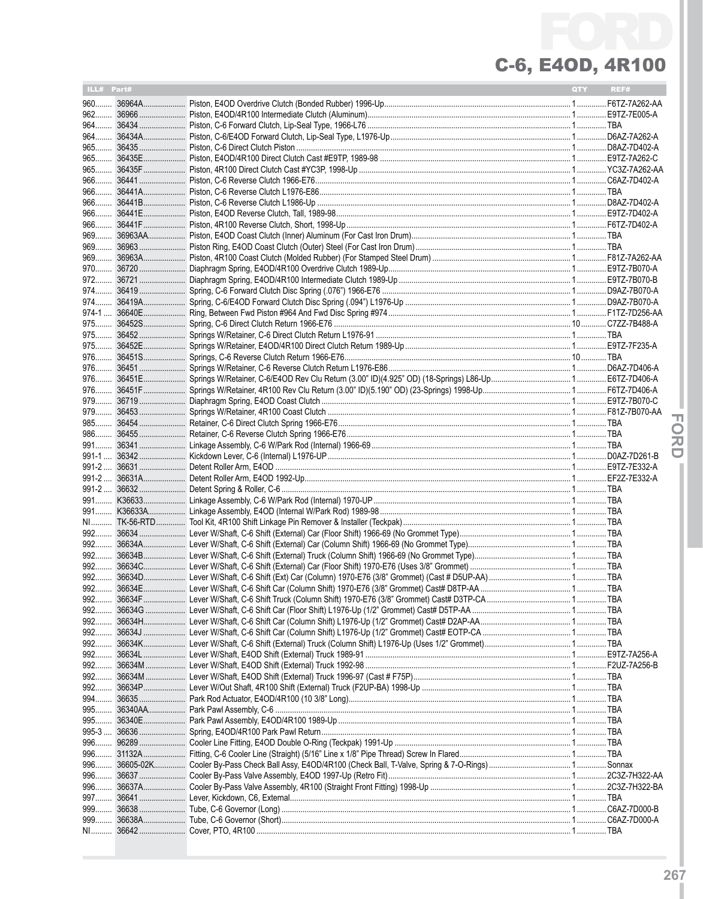# FORD

## C-6, E4OD, 4R100

| ILL# | Part# | | QTY | REF# |
|---|---|---|---|---|
| 960 | 36964A | Piston, E4OD Overdrive Clutch (Bonded Rubber) 1996-Up | 1 | F6TZ-7A262-AA |
| 962 | 36966 | Piston, E4OD/4R100 Intermediate Clutch (Aluminum) | 1 | E9TZ-7E005-A |
| 964 | 36434 | Piston, C-6 Forward Clutch, Lip-Seal Type, 1966-L76 | 1 | TBA |
| 964 | 36434A | Piston, C-6/E4OD Forward Clutch, Lip-Seal Type, L1976-Up | 1 | D6AZ-7A262-A |
| 965 | 36435 | Piston, C-6 Direct Clutch Piston | 1 | D8AZ-7D402-A |
| 965 | 36435E | Piston, E4OD/4R100 Direct Clutch Cast #E9TP, 1989-98 | 1 | E9TZ-7A262-C |
| 965 | 36435F | Piston, 4R100 Direct Clutch Cast #YC3P, 1998-Up | 1 | YC3Z-7A262-AA |
| 966 | 36441 | Piston, C-6 Reverse Clutch 1966-E76 | 1 | C6AZ-7D402-A |
| 966 | 36441A | Piston, C-6 Reverse Clutch L1976-E86 | 1 | TBA |
| 966 | 36441B | Piston, C-6 Reverse Clutch L1986-Up | 1 | D8AZ-7D402-A |
| 966 | 36441E | Piston, E4OD Reverse Clutch, Tall, 1989-98 | 1 | E9TZ-7D402-A |
| 966 | 36441F | Piston, 4R100 Reverse Clutch, Short, 1998-Up | 1 | F6TZ-7D402-A |
| 969 | 36963AA | Piston, E4OD Coast Clutch (Inner) Aluminum (For Cast Iron Drum) | 1 | TBA |
| 969 | 36963 | Piston Ring, E4OD Coast Clutch (Outer) Steel (For Cast Iron Drum) | 1 | TBA |
| 969 | 36963A | Piston, 4R100 Coast Clutch (Molded Rubber) (For Stamped Steel Drum) | 1 | F81Z-7A262-AA |
| 970 | 36720 | Diaphragm Spring, E4OD/4R100 Overdrive Clutch 1989-Up | 1 | E9TZ-7B070-A |
| 972 | 36721 | Diaphragm Spring, E4OD/4R100 Intermediate Clutch 1989-Up | 1 | E9TZ-7B070-B |
| 974 | 36419 | Spring, C-6 Forward Clutch Disc Spring (.076") 1966-E76 | 1 | D9AZ-7B070-A |
| 974 | 36419A | Spring, C-6/E4OD Forward Clutch Disc Spring (.094") L1976-Up | 1 | D9AZ-7B070-A |
| 974-1 | 36640E | Ring, Between Fwd Piston #964 And Fwd Disc Spring #974 | 1 | F1TZ-7D256-AA |
| 975 | 36452S | Spring, C-6 Direct Clutch Return 1966-E76 | 10 | C7ZZ-7B488-A |
| 975 | 36452 | Springs W/Retainer, C-6 Direct Clutch Return L1976-91 | 1 | TBA |
| 975 | 36452E | Springs W/Retainer, E4OD/4R100 Direct Clutch Return 1989-Up | 1 | E9TZ-7F235-A |
| 976 | 36451S | Springs, C-6 Reverse Clutch Return 1966-E76 | 10 | TBA |
| 976 | 36451 | Springs W/Retainer, C-6 Reverse Clutch Return L1976-E86 | 1 | D6AZ-7D406-A |
| 976 | 36451E | Springs W/Retainer, C-6/E4OD Rev Clu Return (3.00" ID)(4.925" OD) (18-Springs) L86-Up | 1 | E6TZ-7D406-A |
| 976 | 36451F | Springs W/Retainer, 4R100 Rev Clu Return (3.00" ID)(5.190" OD) (23-Springs) 1998-Up | 1 | F6TZ-7D406-A |
| 979 | 36719 | Diaphragm Spring, E4OD Coast Clutch | 1 | E9TZ-7B070-C |
| 979 | 36453 | Springs W/Retainer, 4R100 Coast Clutch | 1 | F81Z-7B070-AA |
| 985 | 36454 | Retainer, C-6 Direct Clutch Spring 1966-E76 | 1 | TBA |
| 986 | 36455 | Retainer, C-6 Reverse Clutch Spring 1966-E76 | 1 | TBA |
| 991 | 36341 | Linkage Assembly, C-6 W/Park Rod (Internal) 1966-69 | 1 | TBA |
| 991-1 | 36342 | Kickdown Lever, C-6 (Internal) L1976-UP | 1 | D0AZ-7D261-B |
| 991-2 | 36631 | Detent Roller Arm, E4OD | 1 | E9TZ-7E332-A |
| 991-2 | 36631A | Detent Roller Arm, E4OD 1992-Up | 1 | EF2Z-7E332-A |
| 991-2 | 36632 | Detent Spring & Roller, C-6 | 1 | TBA |
| 991 | K36633 | Linkage Assembly, C-6 W/Park Rod (Internal) 1970-UP | 1 | TBA |
| 991 | K36633A | Linkage Assembly, E4OD (Internal W/Park Rod) 1989-98 | 1 | TBA |
| NI | TK-56-RTD | Tool Kit, 4R100 Shift Linkage Pin Remover & Installer (Teckpak) | 1 | TBA |
| 992 | 36634 | Lever W/Shaft, C-6 Shift (External) Car (Floor Shift) 1966-69 (No Grommet Type) | 1 | TBA |
| 992 | 36634A | Lever W/Shaft, C-6 Shift (External) Car (Column Shift) 1966-69 (No Grommet Type) | 1 | TBA |
| 992 | 36634B | Lever W/Shaft, C-6 Shift (External) Truck (Column Shift) 1966-69 (No Grommet Type) | 1 | TBA |
| 992 | 36634C | Lever W/Shaft, C-6 Shift (External) Car (Floor Shift) 1970-E76 (Uses 3/8" Grommet) | 1 | TBA |
| 992 | 36634D | Lever W/Shaft, C-6 Shift (Ext) Car (Column) 1970-E76 (3/8" Grommet) (Cast # D5UP-AA) | 1 | TBA |
| 992 | 36634E | Lever W/Shaft, C-6 Shift Car (Column Shift) 1970-E76 (3/8" Grommet) Cast# D8TP-AA | 1 | TBA |
| 992 | 36634F | Lever W/Shaft, C-6 Shift Truck (Column Shift) 1970-E76 (3/8" Grommet) Cast# D3TP-CA | 1 | TBA |
| 992 | 36634G | Lever W/Shaft, C-6 Shift Car (Floor Shift) L1976-Up (1/2" Grommet) Cast# D5TP-AA | 1 | TBA |
| 992 | 36634H | Lever W/Shaft, C-6 Shift Car (Column Shift) L1976-Up (1/2" Grommet) Cast# D2AP-AA | 1 | TBA |
| 992 | 36634J | Lever W/Shaft, C-6 Shift Car (Column Shift) L1976-Up (1/2" Grommet) Cast# EOTP-CA | 1 | TBA |
| 992 | 36634K | Lever W/Shaft, C-6 Shift (External) Truck (Column Shift) L1976-Up (Uses 1/2" Grommet) | 1 | TBA |
| 992 | 36634L | Lever W/Shaft, E4OD Shift (External) Truck 1989-91 | 1 | E9TZ-7A256-A |
| 992 | 36634M | Lever W/Shaft, E4OD Shift (External) Truck 1992-98 | 1 | F2UZ-7A256-B |
| 992 | 36634M | Lever W/Shaft, E4OD Shift (External) Truck 1996-97 (Cast # F75P) | 1 | TBA |
| 992 | 36634P | Lever W/Out Shaft, 4R100 Shift (External) Truck (F2UP-BA) 1998-Up | 1 | TBA |
| 994 | 36635 | Park Rod Actuator, E4OD/4R100 (10 3/8" Long) | 1 | TBA |
| 995 | 36340AA | Park Pawl Assembly, C-6 | 1 | TBA |
| 995 | 36340E | Park Pawl Assembly, E4OD/4R100 1989-Up | 1 | TBA |
| 995-3 | 36636 | Spring, E4OD/4R100 Park Pawl Return | 1 | TBA |
| 996 | 96289 | Cooler Line Fitting, E4OD Double O-Ring (Teckpak) 1991-Up | 1 | TBA |
| 996 | 31132A | Fitting, C-6 Cooler Line (Straight) (5/16" Line x 1/8" Pipe Thread) Screw In Flared | 1 | TBA |
| 996 | 36605-02K | Cooler By-Pass Check Ball Assy, E4OD/4R100 (Check Ball, T-Valve, Spring & 7-O-Rings) | 1 | Sonnax |
| 996 | 36637 | Cooler By-Pass Valve Assembly, E4OD 1997-Up (Retro Fit) | 1 | 2C3Z-7H322-AA |
| 996 | 36637A | Cooler By-Pass Valve Assembly, 4R100 (Straight Front Fitting) 1998-Up | 1 | 2C3Z-7H322-BA |
| 997 | 36641 | Lever, Kickdown, C6, External | 1 | TBA |
| 999 | 36638 | Tube, C-6 Governor (Long) | 1 | C6AZ-7D000-B |
| 999 | 36638A | Tube, C-6 Governor (Short) | 1 | C6AZ-7D000-A |
| NI | 36642 | Cover, PTO, 4R100 | 1 | TBA |